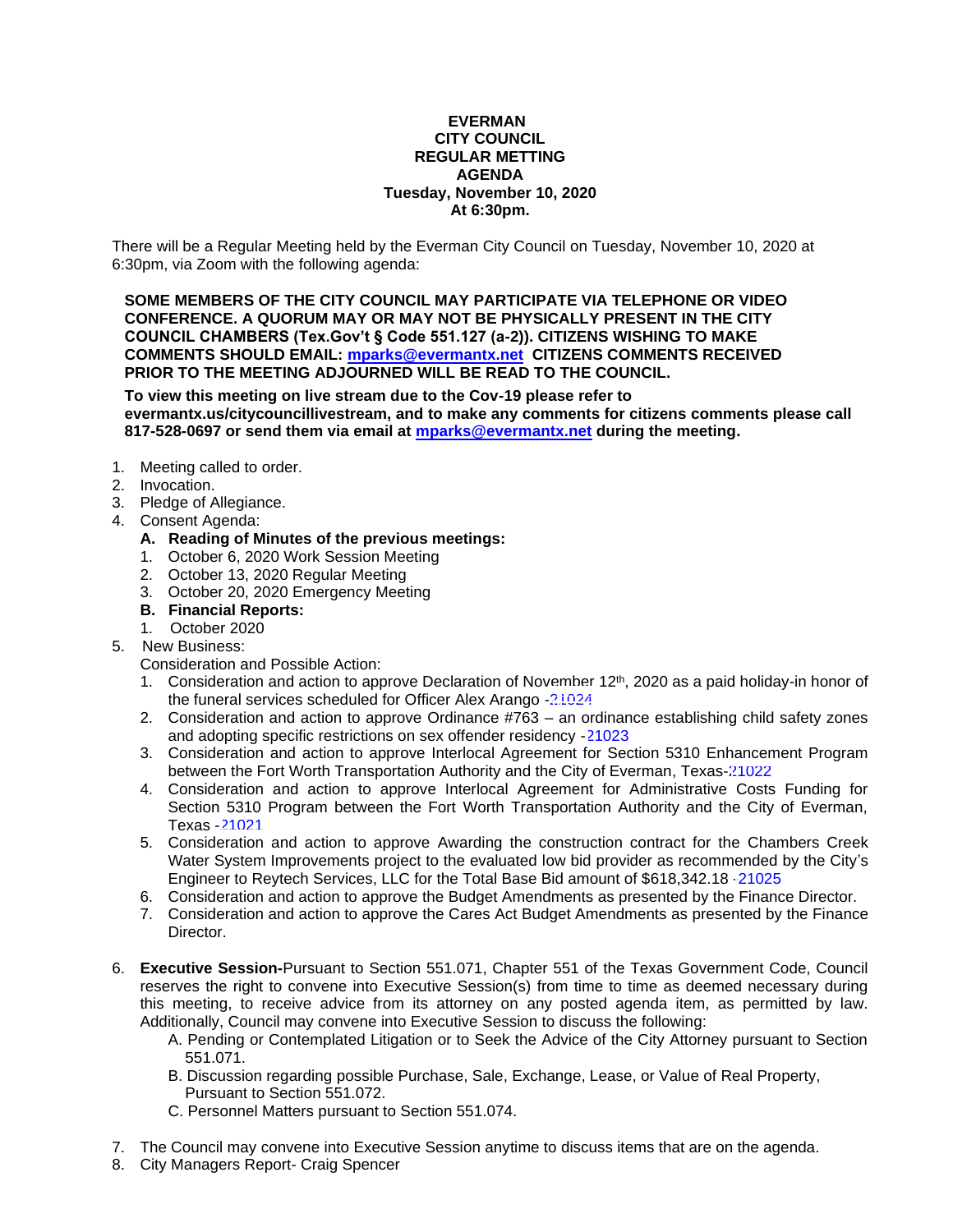**EVERMAN**
**CITY COUNCIL**
**REGULAR METTING**
**AGENDA**
**Tuesday, November 10, 2020**
**At 6:30pm.**

There will be a Regular Meeting held by the Everman City Council on Tuesday, November 10, 2020 at 6:30pm, via Zoom with the following agenda:

**SOME MEMBERS OF THE CITY COUNCIL MAY PARTICIPATE VIA TELEPHONE OR VIDEO CONFERENCE. A QUORUM MAY OR MAY NOT BE PHYSICALLY PRESENT IN THE CITY COUNCIL CHAMBERS (Tex.Gov't § Code 551.127 (a-2)). CITIZENS WISHING TO MAKE COMMENTS SHOULD EMAIL: mparks@evermantx.net CITIZENS COMMENTS RECEIVED PRIOR TO THE MEETING ADJOURNED WILL BE READ TO THE COUNCIL.**

**To view this meeting on live stream due to the Cov-19 please refer to evermantx.us/citycouncillivestream, and to make any comments for citizens comments please call 817-528-0697 or send them via email at mparks@evermantx.net during the meeting.**

1. Meeting called to order.
2. Invocation.
3. Pledge of Allegiance.
4. Consent Agenda:
   **A. Reading of Minutes of the previous meetings:**
   1. October 6, 2020 Work Session Meeting
   2. October 13, 2020 Regular Meeting
   3. October 20, 2020 Emergency Meeting

   **B. Financial Reports:**
   1. October 2020
5. New Business:
   Consideration and Possible Action:
   1. Consideration and action to approve Declaration of November 12th, 2020 as a paid holiday-in honor of the funeral services scheduled for Officer Alex Arango -21024
   2. Consideration and action to approve Ordinance #763 – an ordinance establishing child safety zones and adopting specific restrictions on sex offender residency -21023
   3. Consideration and action to approve Interlocal Agreement for Section 5310 Enhancement Program between the Fort Worth Transportation Authority and the City of Everman, Texas-21022
   4. Consideration and action to approve Interlocal Agreement for Administrative Costs Funding for Section 5310 Program between the Fort Worth Transportation Authority and the City of Everman, Texas -21021
   5. Consideration and action to approve Awarding the construction contract for the Chambers Creek Water System Improvements project to the evaluated low bid provider as recommended by the City's Engineer to Reytech Services, LLC for the Total Base Bid amount of $618,342.18 -21025
   6. Consideration and action to approve the Budget Amendments as presented by the Finance Director.
   7. Consideration and action to approve the Cares Act Budget Amendments as presented by the Finance Director.

6. **Executive Session-**Pursuant to Section 551.071, Chapter 551 of the Texas Government Code, Council reserves the right to convene into Executive Session(s) from time to time as deemed necessary during this meeting, to receive advice from its attorney on any posted agenda item, as permitted by law. Additionally, Council may convene into Executive Session to discuss the following:
   A. Pending or Contemplated Litigation or to Seek the Advice of the City Attorney pursuant to Section 551.071.
   B. Discussion regarding possible Purchase, Sale, Exchange, Lease, or Value of Real Property, Pursuant to Section 551.072.
   C. Personnel Matters pursuant to Section 551.074.

7. The Council may convene into Executive Session anytime to discuss items that are on the agenda.
8. City Managers Report- Craig Spencer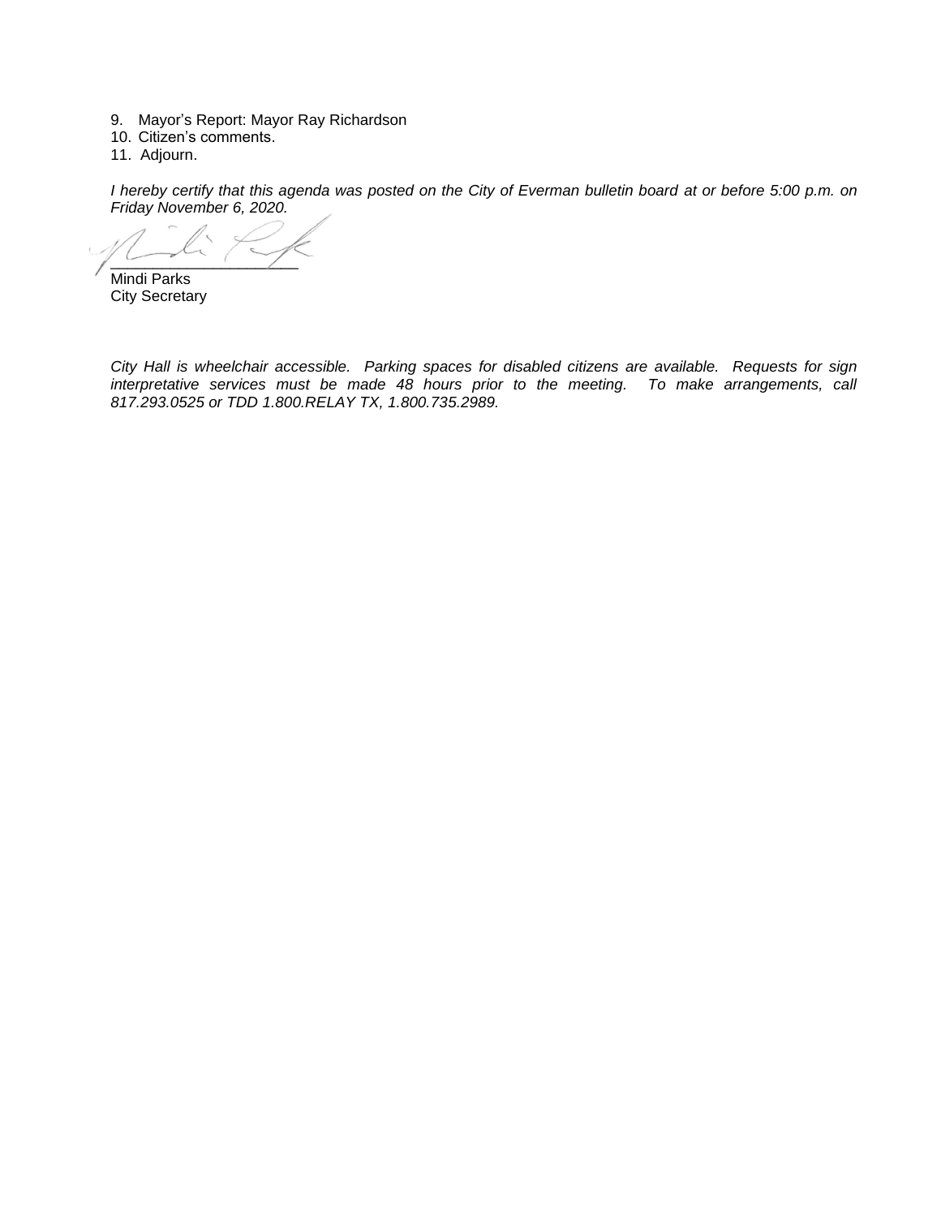9. Mayor's Report: Mayor Ray Richardson
10. Citizen's comments.
11. Adjourn.

*I hereby certify that this agenda was posted on the City of Everman bulletin board at or before 5:00 p.m. on Friday November 6, 2020.*

______________________

Mindi Parks
City Secretary

*City Hall is wheelchair accessible. Parking spaces for disabled citizens are available. Requests for sign interpretative services must be made 48 hours prior to the meeting. To make arrangements, call 817.293.0525 or TDD 1.800.RELAY TX, 1.800.735.2989.*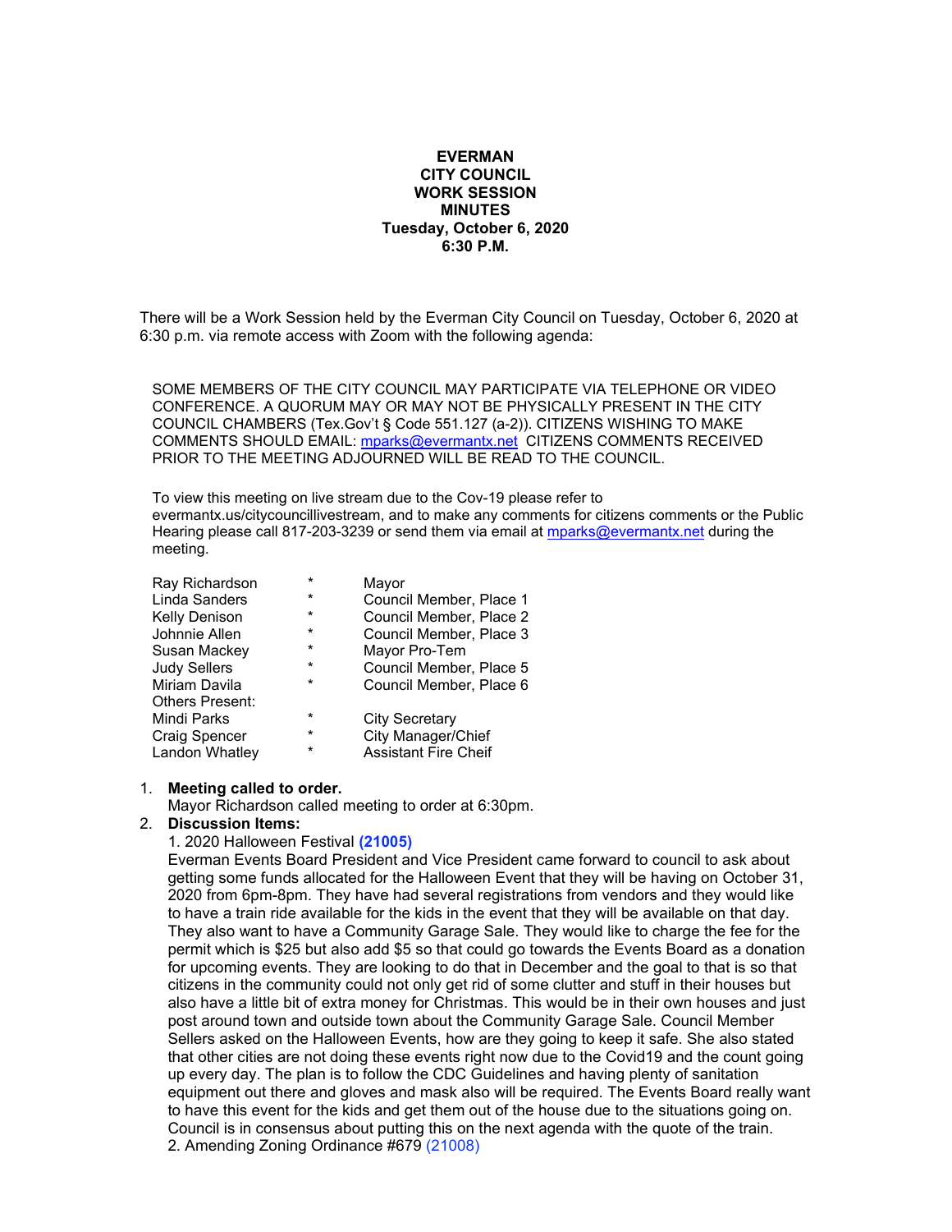**EVERMAN**
**CITY COUNCIL**
**WORK SESSION**
**MINUTES**
**Tuesday, October 6, 2020**
**6:30 P.M.**

There will be a Work Session held by the Everman City Council on Tuesday, October 6, 2020 at 6:30 p.m. via remote access with Zoom with the following agenda:

SOME MEMBERS OF THE CITY COUNCIL MAY PARTICIPATE VIA TELEPHONE OR VIDEO CONFERENCE. A QUORUM MAY OR MAY NOT BE PHYSICALLY PRESENT IN THE CITY COUNCIL CHAMBERS (Tex.Gov't § Code 551.127 (a-2)). CITIZENS WISHING TO MAKE COMMENTS SHOULD EMAIL: mparks@evermantx.net CITIZENS COMMENTS RECEIVED PRIOR TO THE MEETING ADJOURNED WILL BE READ TO THE COUNCIL.

To view this meeting on live stream due to the Cov-19 please refer to evermantx.us/citycouncillivestream, and to make any comments for citizens comments or the Public Hearing please call 817-203-3239 or send them via email at mparks@evermantx.net during the meeting.

| | | |
|---|---|---|
| Ray Richardson | * | Mayor |
| Linda Sanders | * | Council Member, Place 1 |
| Kelly Denison | * | Council Member, Place 2 |
| Johnnie Allen | * | Council Member, Place 3 |
| Susan Mackey | * | Mayor Pro-Tem |
| Judy Sellers | * | Council Member, Place 5 |
| Miriam Davila | * | Council Member, Place 6 |
| Others Present: | | |
| Mindi Parks | * | City Secretary |
| Craig Spencer | * | City Manager/Chief |
| Landon Whatley | * | Assistant Fire Cheif |

1. **Meeting called to order.**
   Mayor Richardson called meeting to order at 6:30pm.
2. **Discussion Items:**
   1. 2020 Halloween Festival **(21005)**
   Everman Events Board President and Vice President came forward to council to ask about getting some funds allocated for the Halloween Event that they will be having on October 31, 2020 from 6pm-8pm. They have had several registrations from vendors and they would like to have a train ride available for the kids in the event that they will be available on that day. They also want to have a Community Garage Sale. They would like to charge the fee for the permit which is $25 but also add $5 so that could go towards the Events Board as a donation for upcoming events. They are looking to do that in December and the goal to that is so that citizens in the community could not only get rid of some clutter and stuff in their houses but also have a little bit of extra money for Christmas. This would be in their own houses and just post around town and outside town about the Community Garage Sale. Council Member Sellers asked on the Halloween Events, how are they going to keep it safe. She also stated that other cities are not doing these events right now due to the Covid19 and the count going up every day. The plan is to follow the CDC Guidelines and having plenty of sanitation equipment out there and gloves and mask also will be required. The Events Board really want to have this event for the kids and get them out of the house due to the situations going on. Council is in consensus about putting this on the next agenda with the quote of the train.
   2. Amending Zoning Ordinance #679 (21008)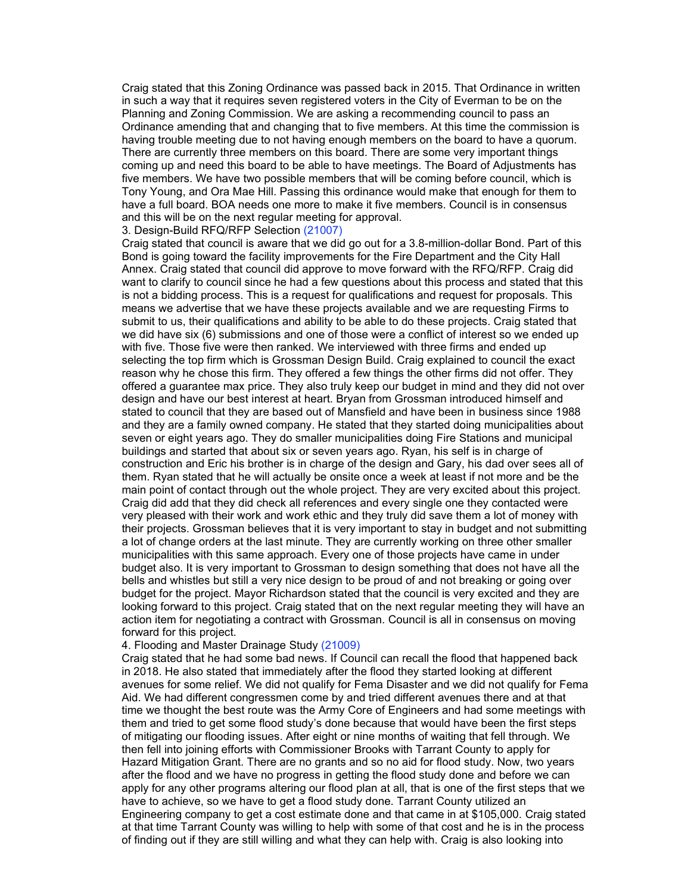Craig stated that this Zoning Ordinance was passed back in 2015. That Ordinance in written in such a way that it requires seven registered voters in the City of Everman to be on the Planning and Zoning Commission. We are asking a recommending council to pass an Ordinance amending that and changing that to five members. At this time the commission is having trouble meeting due to not having enough members on the board to have a quorum. There are currently three members on this board. There are some very important things coming up and need this board to be able to have meetings. The Board of Adjustments has five members. We have two possible members that will be coming before council, which is Tony Young, and Ora Mae Hill. Passing this ordinance would make that enough for them to have a full board. BOA needs one more to make it five members. Council is in consensus and this will be on the next regular meeting for approval.

3. Design-Build RFQ/RFP Selection (21007)

Craig stated that council is aware that we did go out for a 3.8-million-dollar Bond. Part of this Bond is going toward the facility improvements for the Fire Department and the City Hall Annex. Craig stated that council did approve to move forward with the RFQ/RFP. Craig did want to clarify to council since he had a few questions about this process and stated that this is not a bidding process. This is a request for qualifications and request for proposals. This means we advertise that we have these projects available and we are requesting Firms to submit to us, their qualifications and ability to be able to do these projects. Craig stated that we did have six (6) submissions and one of those were a conflict of interest so we ended up with five. Those five were then ranked. We interviewed with three firms and ended up selecting the top firm which is Grossman Design Build. Craig explained to council the exact reason why he chose this firm. They offered a few things the other firms did not offer. They offered a guarantee max price. They also truly keep our budget in mind and they did not over design and have our best interest at heart. Bryan from Grossman introduced himself and stated to council that they are based out of Mansfield and have been in business since 1988 and they are a family owned company. He stated that they started doing municipalities about seven or eight years ago. They do smaller municipalities doing Fire Stations and municipal buildings and started that about six or seven years ago. Ryan, his self is in charge of construction and Eric his brother is in charge of the design and Gary, his dad over sees all of them. Ryan stated that he will actually be onsite once a week at least if not more and be the main point of contact through out the whole project. They are very excited about this project. Craig did add that they did check all references and every single one they contacted were very pleased with their work and work ethic and they truly did save them a lot of money with their projects. Grossman believes that it is very important to stay in budget and not submitting a lot of change orders at the last minute. They are currently working on three other smaller municipalities with this same approach. Every one of those projects have came in under budget also. It is very important to Grossman to design something that does not have all the bells and whistles but still a very nice design to be proud of and not breaking or going over budget for the project. Mayor Richardson stated that the council is very excited and they are looking forward to this project. Craig stated that on the next regular meeting they will have an action item for negotiating a contract with Grossman. Council is all in consensus on moving forward for this project.

4. Flooding and Master Drainage Study (21009)

Craig stated that he had some bad news. If Council can recall the flood that happened back in 2018. He also stated that immediately after the flood they started looking at different avenues for some relief. We did not qualify for Fema Disaster and we did not qualify for Fema Aid. We had different congressmen come by and tried different avenues there and at that time we thought the best route was the Army Core of Engineers and had some meetings with them and tried to get some flood study's done because that would have been the first steps of mitigating our flooding issues. After eight or nine months of waiting that fell through. We then fell into joining efforts with Commissioner Brooks with Tarrant County to apply for Hazard Mitigation Grant. There are no grants and so no aid for flood study. Now, two years after the flood and we have no progress in getting the flood study done and before we can apply for any other programs altering our flood plan at all, that is one of the first steps that we have to achieve, so we have to get a flood study done. Tarrant County utilized an Engineering company to get a cost estimate done and that came in at $105,000. Craig stated at that time Tarrant County was willing to help with some of that cost and he is in the process of finding out if they are still willing and what they can help with. Craig is also looking into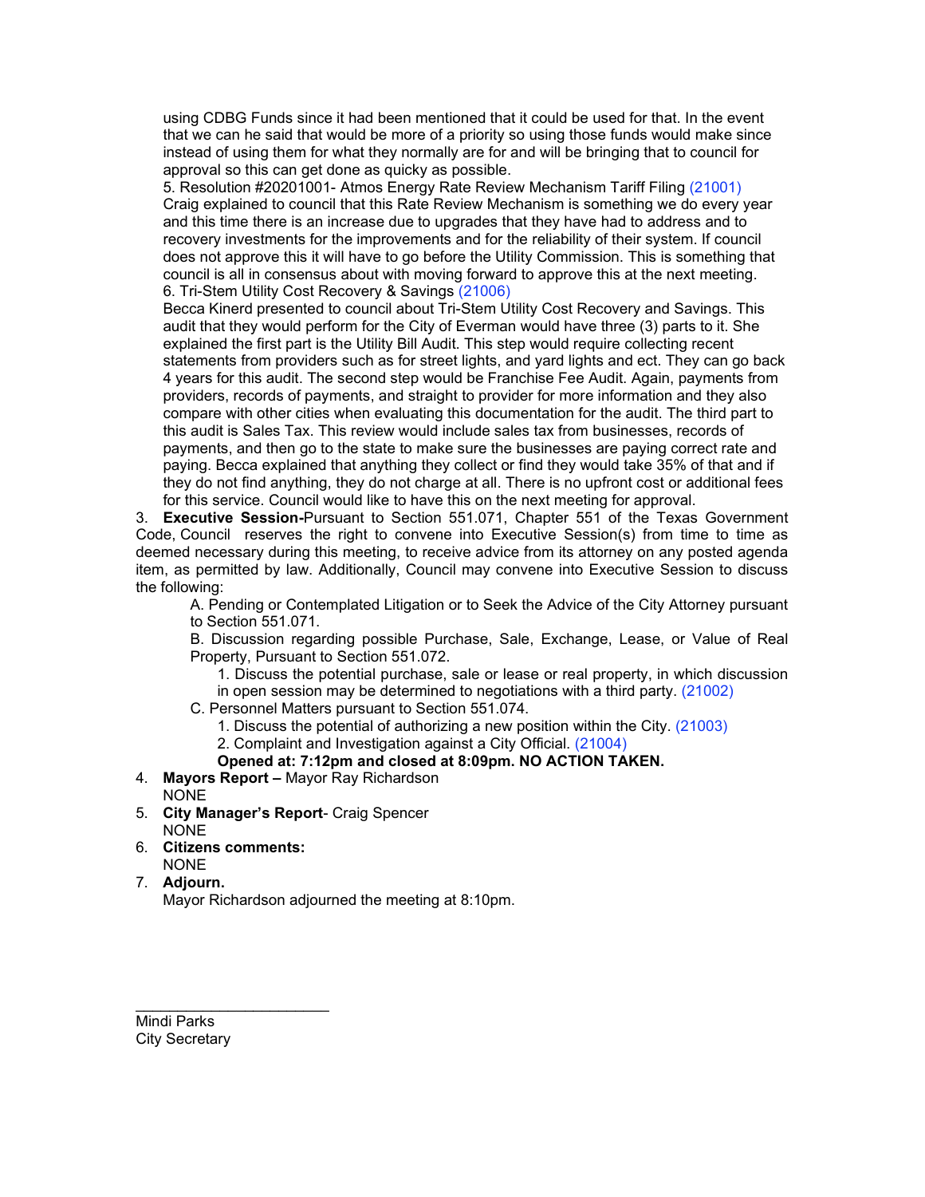using CDBG Funds since it had been mentioned that it could be used for that. In the event that we can he said that would be more of a priority so using those funds would make since instead of using them for what they normally are for and will be bringing that to council for approval so this can get done as quicky as possible.

5. Resolution #20201001- Atmos Energy Rate Review Mechanism Tariff Filing (21001)
Craig explained to council that this Rate Review Mechanism is something we do every year and this time there is an increase due to upgrades that they have had to address and to recovery investments for the improvements and for the reliability of their system. If council does not approve this it will have to go before the Utility Commission. This is something that council is all in consensus about with moving forward to approve this at the next meeting.

6. Tri-Stem Utility Cost Recovery & Savings (21006)
Becca Kinerd presented to council about Tri-Stem Utility Cost Recovery and Savings. This audit that they would perform for the City of Everman would have three (3) parts to it. She explained the first part is the Utility Bill Audit. This step would require collecting recent statements from providers such as for street lights, and yard lights and ect. They can go back 4 years for this audit. The second step would be Franchise Fee Audit. Again, payments from providers, records of payments, and straight to provider for more information and they also compare with other cities when evaluating this documentation for the audit. The third part to this audit is Sales Tax. This review would include sales tax from businesses, records of payments, and then go to the state to make sure the businesses are paying correct rate and paying. Becca explained that anything they collect or find they would take 35% of that and if they do not find anything, they do not charge at all. There is no upfront cost or additional fees for this service. Council would like to have this on the next meeting for approval.

3. **Executive Session**-Pursuant to Section 551.071, Chapter 551 of the Texas Government Code, Council reserves the right to convene into Executive Session(s) from time to time as deemed necessary during this meeting, to receive advice from its attorney on any posted agenda item, as permitted by law. Additionally, Council may convene into Executive Session to discuss the following:

   A. Pending or Contemplated Litigation or to Seek the Advice of the City Attorney pursuant to Section 551.071.

   B. Discussion regarding possible Purchase, Sale, Exchange, Lease, or Value of Real Property, Pursuant to Section 551.072.

      1. Discuss the potential purchase, sale or lease or real property, in which discussion in open session may be determined to negotiations with a third party. (21002)

   C. Personnel Matters pursuant to Section 551.074.

      1. Discuss the potential of authorizing a new position within the City. (21003)
      2. Complaint and Investigation against a City Official. (21004)

      **Opened at: 7:12pm and closed at 8:09pm. NO ACTION TAKEN.**

4. **Mayors Report –** Mayor Ray Richardson
   NONE

5. **City Manager's Report**- Craig Spencer
   NONE

6. **Citizens comments:**
   NONE

7. **Adjourn.**
   Mayor Richardson adjourned the meeting at 8:10pm.

\_\_\_\_\_\_\_\_\_\_\_\_\_\_\_\_\_\_\_\_\_\_\_\_

Mindi Parks
City Secretary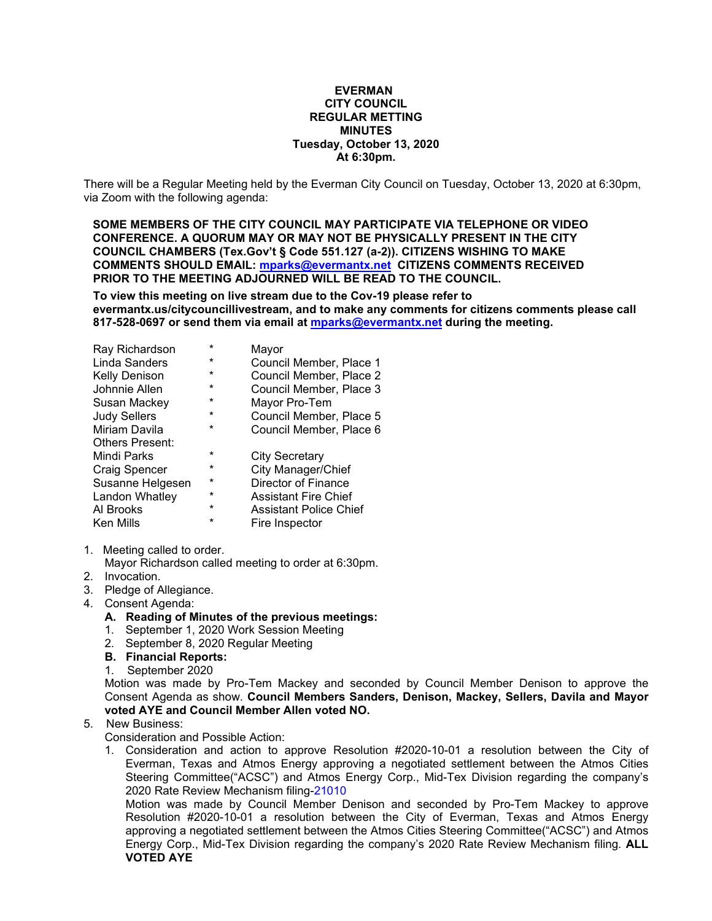**EVERMAN**
**CITY COUNCIL**
**REGULAR METTING**
**MINUTES**
**Tuesday, October 13, 2020**
**At 6:30pm.**

There will be a Regular Meeting held by the Everman City Council on Tuesday, October 13, 2020 at 6:30pm, via Zoom with the following agenda:

**SOME MEMBERS OF THE CITY COUNCIL MAY PARTICIPATE VIA TELEPHONE OR VIDEO CONFERENCE. A QUORUM MAY OR MAY NOT BE PHYSICALLY PRESENT IN THE CITY COUNCIL CHAMBERS (Tex.Gov't § Code 551.127 (a-2)). CITIZENS WISHING TO MAKE COMMENTS SHOULD EMAIL: mparks@evermantx.net CITIZENS COMMENTS RECEIVED PRIOR TO THE MEETING ADJOURNED WILL BE READ TO THE COUNCIL.**

**To view this meeting on live stream due to the Cov-19 please refer to evermantx.us/citycouncillivestream, and to make any comments for citizens comments please call 817-528-0697 or send them via email at mparks@evermantx.net during the meeting.**

| | | |
|---|---|---|
| Ray Richardson | * | Mayor |
| Linda Sanders | * | Council Member, Place 1 |
| Kelly Denison | * | Council Member, Place 2 |
| Johnnie Allen | * | Council Member, Place 3 |
| Susan Mackey | * | Mayor Pro-Tem |
| Judy Sellers | * | Council Member, Place 5 |
| Miriam Davila | * | Council Member, Place 6 |
| Others Present: | | |
| Mindi Parks | * | City Secretary |
| Craig Spencer | * | City Manager/Chief |
| Susanne Helgesen | * | Director of Finance |
| Landon Whatley | * | Assistant Fire Chief |
| Al Brooks | * | Assistant Police Chief |
| Ken Mills | * | Fire Inspector |

1. Meeting called to order.
   Mayor Richardson called meeting to order at 6:30pm.
2. Invocation.
3. Pledge of Allegiance.
4. Consent Agenda:
   **A. Reading of Minutes of the previous meetings:**
   1. September 1, 2020 Work Session Meeting
   2. September 8, 2020 Regular Meeting

   **B. Financial Reports:**
   1. September 2020

   Motion was made by Pro-Tem Mackey and seconded by Council Member Denison to approve the Consent Agenda as show. **Council Members Sanders, Denison, Mackey, Sellers, Davila and Mayor voted AYE and Council Member Allen voted NO.**
5. New Business:
   Consideration and Possible Action:
   1. Consideration and action to approve Resolution #2020-10-01 a resolution between the City of Everman, Texas and Atmos Energy approving a negotiated settlement between the Atmos Cities Steering Committee("ACSC") and Atmos Energy Corp., Mid-Tex Division regarding the company's 2020 Rate Review Mechanism filing-21010
      Motion was made by Council Member Denison and seconded by Pro-Tem Mackey to approve Resolution #2020-10-01 a resolution between the City of Everman, Texas and Atmos Energy approving a negotiated settlement between the Atmos Cities Steering Committee("ACSC") and Atmos Energy Corp., Mid-Tex Division regarding the company's 2020 Rate Review Mechanism filing. **ALL VOTED AYE**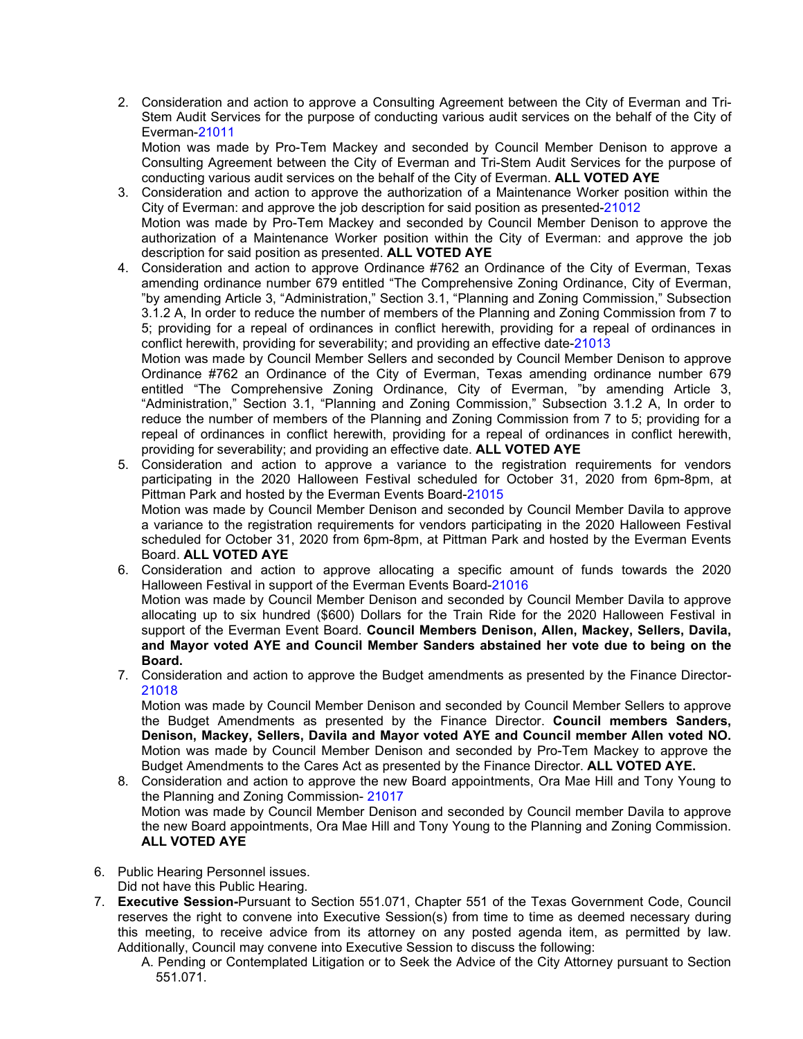2. Consideration and action to approve a Consulting Agreement between the City of Everman and Tri-Stem Audit Services for the purpose of conducting various audit services on the behalf of the City of Everman-21011
   Motion was made by Pro-Tem Mackey and seconded by Council Member Denison to approve a Consulting Agreement between the City of Everman and Tri-Stem Audit Services for the purpose of conducting various audit services on the behalf of the City of Everman. **ALL VOTED AYE**
3. Consideration and action to approve the authorization of a Maintenance Worker position within the City of Everman: and approve the job description for said position as presented-21012
   Motion was made by Pro-Tem Mackey and seconded by Council Member Denison to approve the authorization of a Maintenance Worker position within the City of Everman: and approve the job description for said position as presented. **ALL VOTED AYE**
4. Consideration and action to approve Ordinance #762 an Ordinance of the City of Everman, Texas amending ordinance number 679 entitled "The Comprehensive Zoning Ordinance, City of Everman, "by amending Article 3, "Administration," Section 3.1, "Planning and Zoning Commission," Subsection 3.1.2 A, In order to reduce the number of members of the Planning and Zoning Commission from 7 to 5; providing for a repeal of ordinances in conflict herewith, providing for a repeal of ordinances in conflict herewith, providing for severability; and providing an effective date-21013
   Motion was made by Council Member Sellers and seconded by Council Member Denison to approve Ordinance #762 an Ordinance of the City of Everman, Texas amending ordinance number 679 entitled "The Comprehensive Zoning Ordinance, City of Everman, "by amending Article 3, "Administration," Section 3.1, "Planning and Zoning Commission," Subsection 3.1.2 A, In order to reduce the number of members of the Planning and Zoning Commission from 7 to 5; providing for a repeal of ordinances in conflict herewith, providing for a repeal of ordinances in conflict herewith, providing for severability; and providing an effective date. **ALL VOTED AYE**
5. Consideration and action to approve a variance to the registration requirements for vendors participating in the 2020 Halloween Festival scheduled for October 31, 2020 from 6pm-8pm, at Pittman Park and hosted by the Everman Events Board-21015
   Motion was made by Council Member Denison and seconded by Council Member Davila to approve a variance to the registration requirements for vendors participating in the 2020 Halloween Festival scheduled for October 31, 2020 from 6pm-8pm, at Pittman Park and hosted by the Everman Events Board. **ALL VOTED AYE**
6. Consideration and action to approve allocating a specific amount of funds towards the 2020 Halloween Festival in support of the Everman Events Board-21016
   Motion was made by Council Member Denison and seconded by Council Member Davila to approve allocating up to six hundred ($600) Dollars for the Train Ride for the 2020 Halloween Festival in support of the Everman Event Board. **Council Members Denison, Allen, Mackey, Sellers, Davila, and Mayor voted AYE and Council Member Sanders abstained her vote due to being on the Board.**
7. Consideration and action to approve the Budget amendments as presented by the Finance Director-21018
   Motion was made by Council Member Denison and seconded by Council Member Sellers to approve the Budget Amendments as presented by the Finance Director. **Council members Sanders, Denison, Mackey, Sellers, Davila and Mayor voted AYE and Council member Allen voted NO.**
   Motion was made by Council Member Denison and seconded by Pro-Tem Mackey to approve the Budget Amendments to the Cares Act as presented by the Finance Director. **ALL VOTED AYE.**
8. Consideration and action to approve the new Board appointments, Ora Mae Hill and Tony Young to the Planning and Zoning Commission- 21017
   Motion was made by Council Member Denison and seconded by Council member Davila to approve the new Board appointments, Ora Mae Hill and Tony Young to the Planning and Zoning Commission. **ALL VOTED AYE**

6. Public Hearing Personnel issues.
   Did not have this Public Hearing.
7. **Executive Session-**Pursuant to Section 551.071, Chapter 551 of the Texas Government Code, Council reserves the right to convene into Executive Session(s) from time to time as deemed necessary during this meeting, to receive advice from its attorney on any posted agenda item, as permitted by law. Additionally, Council may convene into Executive Session to discuss the following:
   A. Pending or Contemplated Litigation or to Seek the Advice of the City Attorney pursuant to Section 551.071.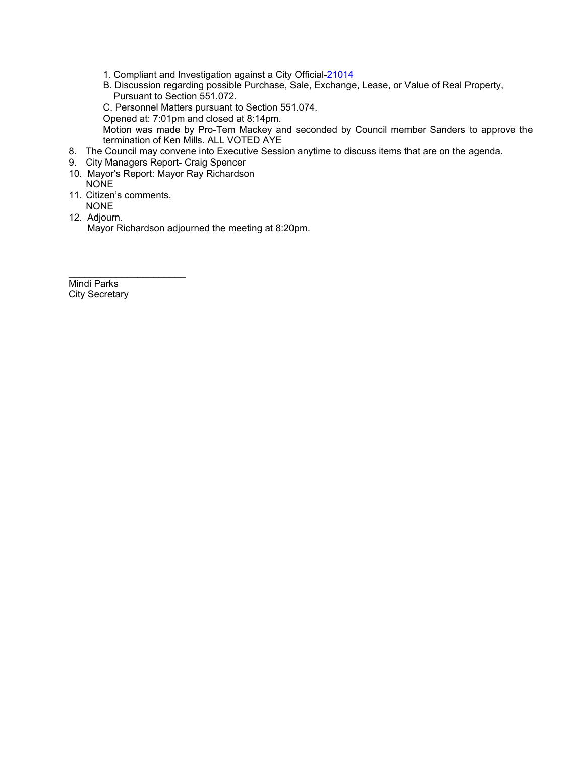1. Compliant and Investigation against a City Official-21014

B. Discussion regarding possible Purchase, Sale, Exchange, Lease, or Value of Real Property, Pursuant to Section 551.072.

C. Personnel Matters pursuant to Section 551.074.

Opened at: 7:01pm and closed at 8:14pm.

Motion was made by Pro-Tem Mackey and seconded by Council member Sanders to approve the termination of Ken Mills. ALL VOTED AYE

8. The Council may convene into Executive Session anytime to discuss items that are on the agenda.
9. City Managers Report- Craig Spencer
10. Mayor's Report: Mayor Ray Richardson
    NONE
11. Citizen's comments.
    NONE
12. Adjourn.
    Mayor Richardson adjourned the meeting at 8:20pm.

______________________
Mindi Parks
City Secretary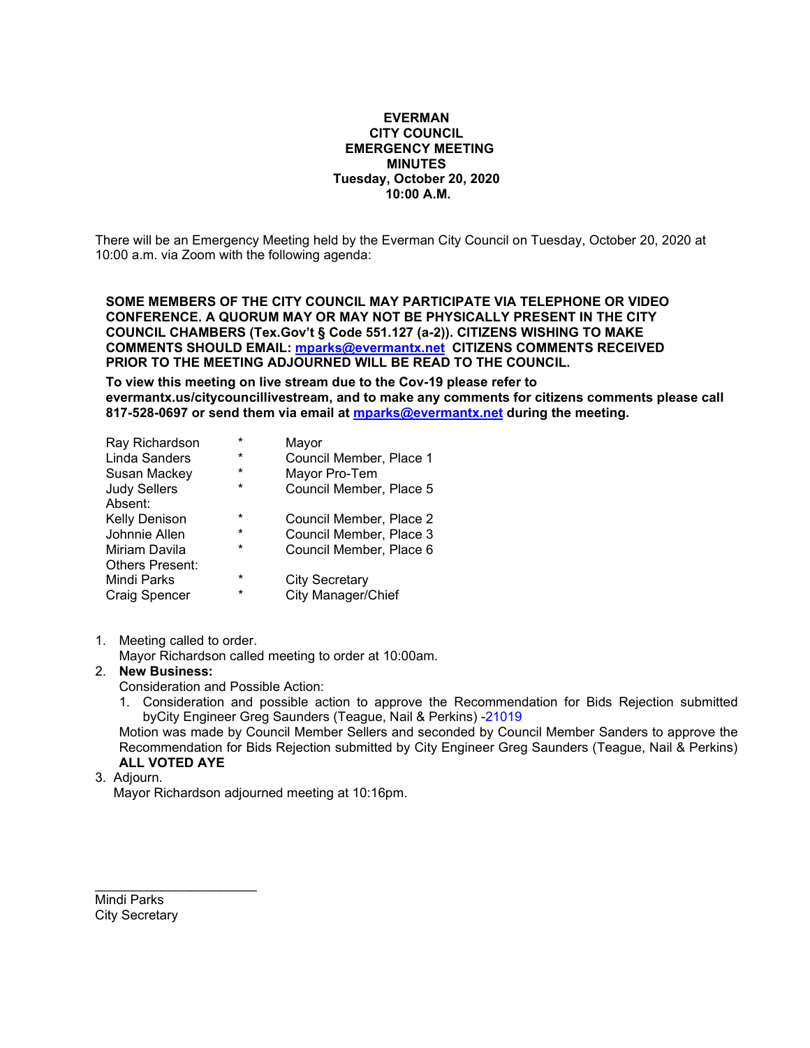**EVERMAN**
**CITY COUNCIL**
**EMERGENCY MEETING**
**MINUTES**
**Tuesday, October 20, 2020**
**10:00 A.M.**

There will be an Emergency Meeting held by the Everman City Council on Tuesday, October 20, 2020 at 10:00 a.m. via Zoom with the following agenda:

**SOME MEMBERS OF THE CITY COUNCIL MAY PARTICIPATE VIA TELEPHONE OR VIDEO CONFERENCE. A QUORUM MAY OR MAY NOT BE PHYSICALLY PRESENT IN THE CITY COUNCIL CHAMBERS (Tex.Gov't § Code 551.127 (a-2)). CITIZENS WISHING TO MAKE COMMENTS SHOULD EMAIL: mparks@evermantx.net CITIZENS COMMENTS RECEIVED PRIOR TO THE MEETING ADJOURNED WILL BE READ TO THE COUNCIL.**

**To view this meeting on live stream due to the Cov-19 please refer to evermantx.us/citycouncillivestream, and to make any comments for citizens comments please call 817-528-0697 or send them via email at mparks@evermantx.net during the meeting.**

| | | |
|---|---|---|
| Ray Richardson | * | Mayor |
| Linda Sanders | * | Council Member, Place 1 |
| Susan Mackey | * | Mayor Pro-Tem |
| Judy Sellers | * | Council Member, Place 5 |
| Absent: | | |
| Kelly Denison | * | Council Member, Place 2 |
| Johnnie Allen | * | Council Member, Place 3 |
| Miriam Davila | * | Council Member, Place 6 |
| Others Present: | | |
| Mindi Parks | * | City Secretary |
| Craig Spencer | * | City Manager/Chief |

1. Meeting called to order.
   Mayor Richardson called meeting to order at 10:00am.
2. **New Business:**
   Consideration and Possible Action:
   1. Consideration and possible action to approve the Recommendation for Bids Rejection submitted byCity Engineer Greg Saunders (Teague, Nail & Perkins) -21019

   Motion was made by Council Member Sellers and seconded by Council Member Sanders to approve the Recommendation for Bids Rejection submitted by City Engineer Greg Saunders (Teague, Nail & Perkins)
   **ALL VOTED AYE**
3. Adjourn.
   Mayor Richardson adjourned meeting at 10:16pm.

\_\_\_\_\_\_\_\_\_\_\_\_\_\_\_\_\_\_\_\_\_\_
Mindi Parks
City Secretary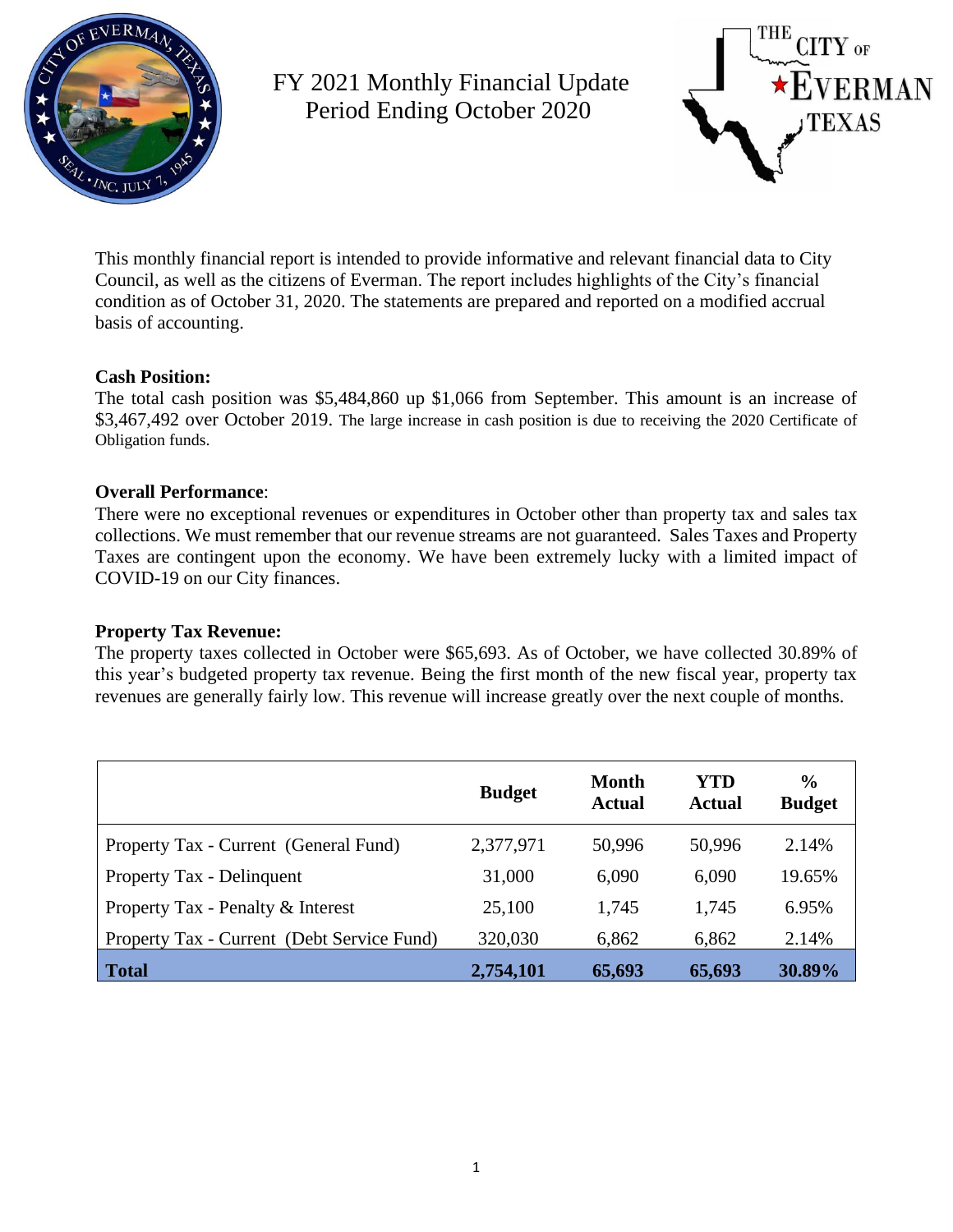# FY 2021 Monthly Financial Update
## Period Ending October 2020

This monthly financial report is intended to provide informative and relevant financial data to City Council, as well as the citizens of Everman. The report includes highlights of the City's financial condition as of October 31, 2020. The statements are prepared and reported on a modified accrual basis of accounting.

**Cash Position:**

The total cash position was $5,484,860 up $1,066 from September. This amount is an increase of $3,467,492 over October 2019. The large increase in cash position is due to receiving the 2020 Certificate of Obligation funds.

**Overall Performance**:

There were no exceptional revenues or expenditures in October other than property tax and sales tax collections. We must remember that our revenue streams are not guaranteed. Sales Taxes and Property Taxes are contingent upon the economy. We have been extremely lucky with a limited impact of COVID-19 on our City finances.

**Property Tax Revenue:**

The property taxes collected in October were $65,693. As of October, we have collected 30.89% of this year's budgeted property tax revenue. Being the first month of the new fiscal year, property tax revenues are generally fairly low. This revenue will increase greatly over the next couple of months.

| | Budget | Month Actual | YTD Actual | % Budget |
|---|---|---|---|---|
| Property Tax - Current (General Fund) | 2,377,971 | 50,996 | 50,996 | 2.14% |
| Property Tax - Delinquent | 31,000 | 6,090 | 6,090 | 19.65% |
| Property Tax - Penalty & Interest | 25,100 | 1,745 | 1,745 | 6.95% |
| Property Tax - Current (Debt Service Fund) | 320,030 | 6,862 | 6,862 | 2.14% |
| **Total** | **2,754,101** | **65,693** | **65,693** | **30.89%** |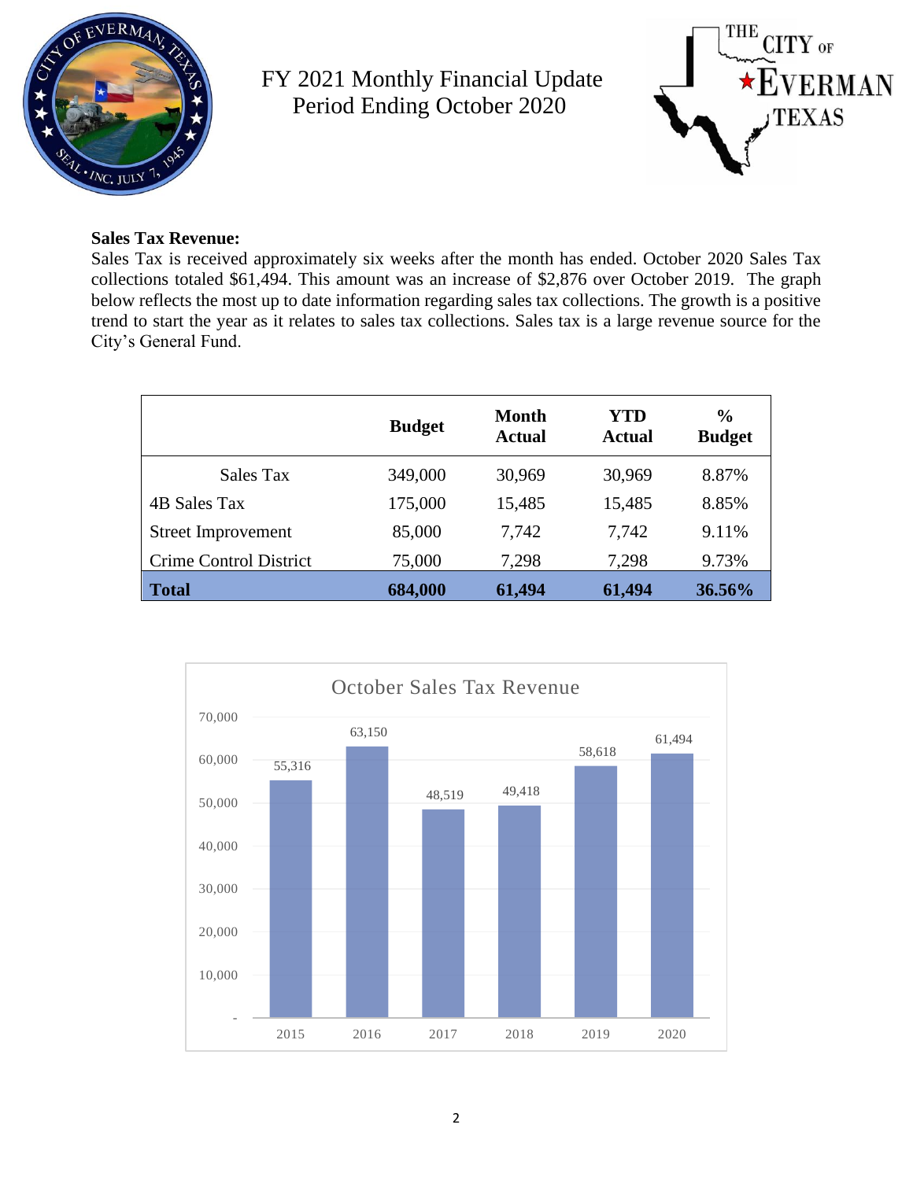FY 2021 Monthly Financial Update
Period Ending October 2020

**Sales Tax Revenue:**
Sales Tax is received approximately six weeks after the month has ended. October 2020 Sales Tax collections totaled $61,494. This amount was an increase of $2,876 over October 2019. The graph below reflects the most up to date information regarding sales tax collections. The growth is a positive trend to start the year as it relates to sales tax collections. Sales tax is a large revenue source for the City's General Fund.

| | Budget | Month Actual | YTD Actual | % Budget |
|---|---|---|---|---|
| Sales Tax | 349,000 | 30,969 | 30,969 | 8.87% |
| 4B Sales Tax | 175,000 | 15,485 | 15,485 | 8.85% |
| Street Improvement | 85,000 | 7,742 | 7,742 | 9.11% |
| Crime Control District | 75,000 | 7,298 | 7,298 | 9.73% |
| **Total** | **684,000** | **61,494** | **61,494** | **36.56%** |

October Sales Tax Revenue

| Year | Amount |
|---|---|
| 2015 | 55,316 |
| 2016 | 63,150 |
| 2017 | 48,519 |
| 2018 | 49,418 |
| 2019 | 58,618 |
| 2020 | 61,494 |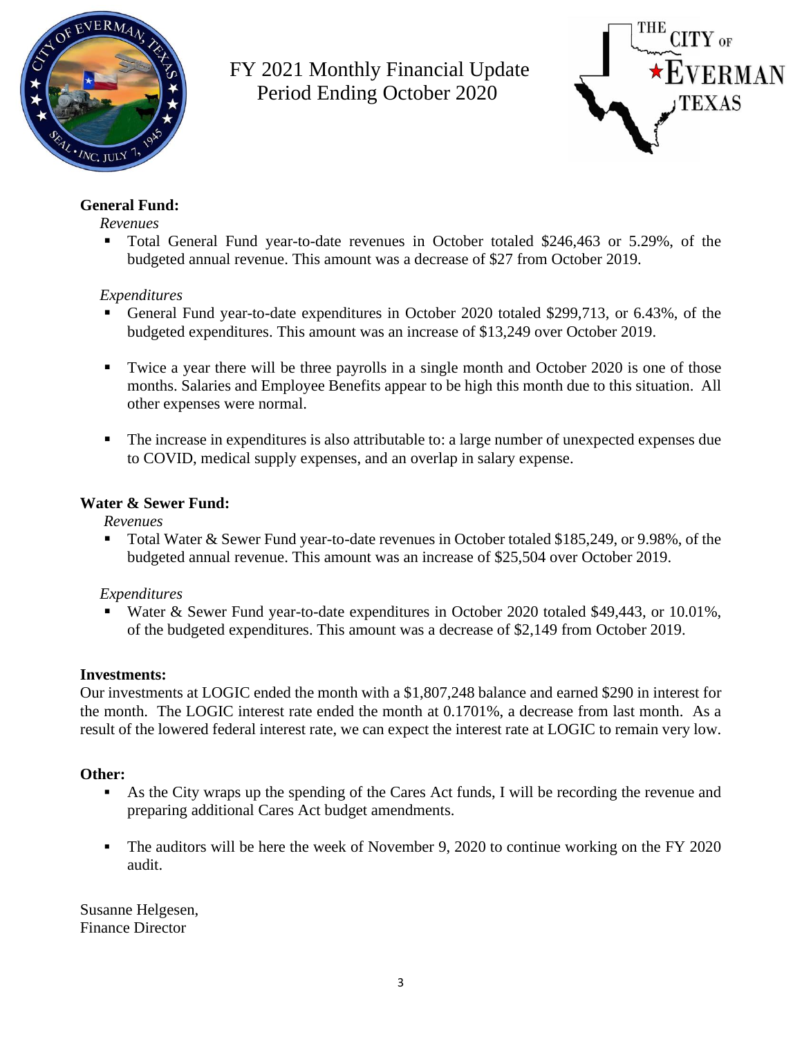# FY 2021 Monthly Financial Update
Period Ending October 2020

## General Fund:

*Revenues*

- Total General Fund year-to-date revenues in October totaled $246,463 or 5.29%, of the budgeted annual revenue. This amount was a decrease of $27 from October 2019.

*Expenditures*

- General Fund year-to-date expenditures in October 2020 totaled $299,713, or 6.43%, of the budgeted expenditures. This amount was an increase of $13,249 over October 2019.
- Twice a year there will be three payrolls in a single month and October 2020 is one of those months. Salaries and Employee Benefits appear to be high this month due to this situation. All other expenses were normal.
- The increase in expenditures is also attributable to: a large number of unexpected expenses due to COVID, medical supply expenses, and an overlap in salary expense.

## Water & Sewer Fund:

*Revenues*

- Total Water & Sewer Fund year-to-date revenues in October totaled $185,249, or 9.98%, of the budgeted annual revenue. This amount was an increase of $25,504 over October 2019.

*Expenditures*

- Water & Sewer Fund year-to-date expenditures in October 2020 totaled $49,443, or 10.01%, of the budgeted expenditures. This amount was a decrease of $2,149 from October 2019.

## Investments:

Our investments at LOGIC ended the month with a $1,807,248 balance and earned $290 in interest for the month. The LOGIC interest rate ended the month at 0.1701%, a decrease from last month. As a result of the lowered federal interest rate, we can expect the interest rate at LOGIC to remain very low.

## Other:

- As the City wraps up the spending of the Cares Act funds, I will be recording the revenue and preparing additional Cares Act budget amendments.
- The auditors will be here the week of November 9, 2020 to continue working on the FY 2020 audit.

Susanne Helgesen,
Finance Director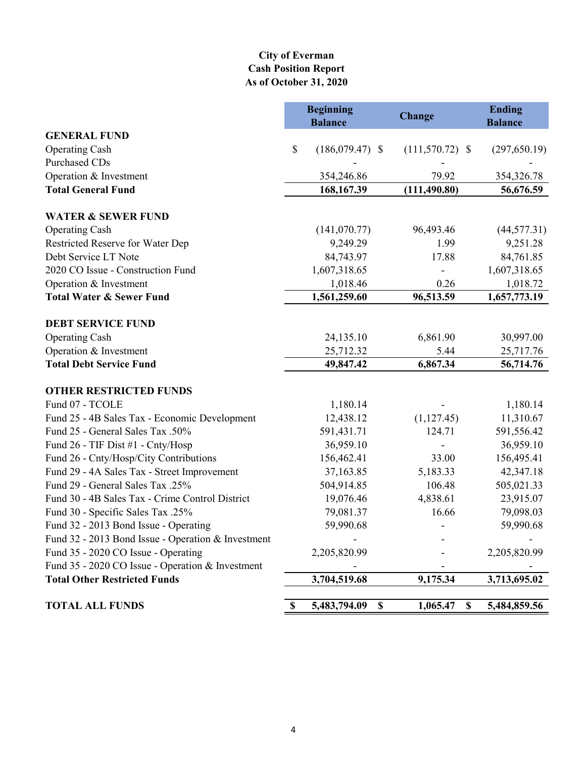# City of Everman
## Cash Position Report
### As of October 31, 2020

| | Beginning Balance | Change | Ending Balance |
|---|---|---|---|
| **GENERAL FUND** | | | |
| Operating Cash | $ (186,079.47) | $ (111,570.72) | $ (297,650.19) |
| Purchased CDs | - | - | - |
| Operation & Investment | 354,246.86 | 79.92 | 354,326.78 |
| **Total General Fund** | **168,167.39** | **(111,490.80)** | **56,676.59** |
| **WATER & SEWER FUND** | | | |
| Operating Cash | (141,070.77) | 96,493.46 | (44,577.31) |
| Restricted Reserve for Water Dep | 9,249.29 | 1.99 | 9,251.28 |
| Debt Service LT Note | 84,743.97 | 17.88 | 84,761.85 |
| 2020 CO Issue - Construction Fund | 1,607,318.65 | - | 1,607,318.65 |
| Operation & Investment | 1,018.46 | 0.26 | 1,018.72 |
| **Total Water & Sewer Fund** | **1,561,259.60** | **96,513.59** | **1,657,773.19** |
| **DEBT SERVICE FUND** | | | |
| Operating Cash | 24,135.10 | 6,861.90 | 30,997.00 |
| Operation & Investment | 25,712.32 | 5.44 | 25,717.76 |
| **Total Debt Service Fund** | **49,847.42** | **6,867.34** | **56,714.76** |
| **OTHER RESTRICTED FUNDS** | | | |
| Fund 07 - TCOLE | 1,180.14 | - | 1,180.14 |
| Fund 25 - 4B Sales Tax - Economic Development | 12,438.12 | (1,127.45) | 11,310.67 |
| Fund 25 - General Sales Tax .50% | 591,431.71 | 124.71 | 591,556.42 |
| Fund 26 - TIF Dist #1 - Cnty/Hosp | 36,959.10 | - | 36,959.10 |
| Fund 26 - Cnty/Hosp/City Contributions | 156,462.41 | 33.00 | 156,495.41 |
| Fund 29 - 4A Sales Tax - Street Improvement | 37,163.85 | 5,183.33 | 42,347.18 |
| Fund 29 - General Sales Tax .25% | 504,914.85 | 106.48 | 505,021.33 |
| Fund 30 - 4B Sales Tax - Crime Control District | 19,076.46 | 4,838.61 | 23,915.07 |
| Fund 30 - Specific Sales Tax .25% | 79,081.37 | 16.66 | 79,098.03 |
| Fund 32 - 2013 Bond Issue - Operating | 59,990.68 | - | 59,990.68 |
| Fund 32 - 2013 Bond Issue - Operation & Investment | - | - | - |
| Fund 35 - 2020 CO Issue - Operating | 2,205,820.99 | - | 2,205,820.99 |
| Fund 35 - 2020 CO Issue - Operation & Investment | - | - | - |
| **Total Other Restricted Funds** | **3,704,519.68** | **9,175.34** | **3,713,695.02** |
| **TOTAL ALL FUNDS** | **$ 5,483,794.09** | **$ 1,065.47** | **$ 5,484,859.56** |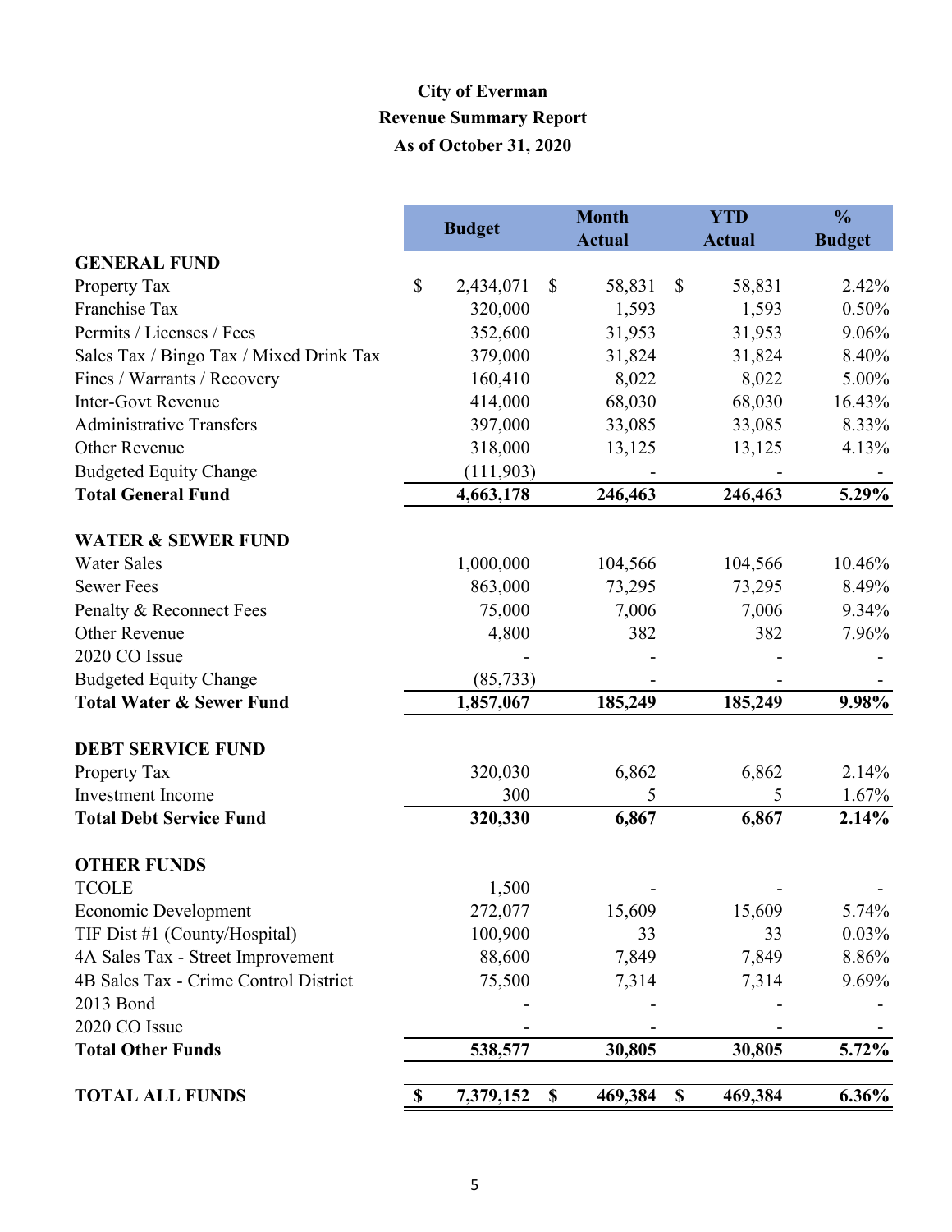# City of Everman
## Revenue Summary Report
### As of October 31, 2020

| | Budget | Month Actual | YTD Actual | % Budget |
|---|---|---|---|---|
| **GENERAL FUND** | | | | |
| Property Tax | $ 2,434,071 | $ 58,831 | $ 58,831 | 2.42% |
| Franchise Tax | 320,000 | 1,593 | 1,593 | 0.50% |
| Permits / Licenses / Fees | 352,600 | 31,953 | 31,953 | 9.06% |
| Sales Tax / Bingo Tax / Mixed Drink Tax | 379,000 | 31,824 | 31,824 | 8.40% |
| Fines / Warrants / Recovery | 160,410 | 8,022 | 8,022 | 5.00% |
| Inter-Govt Revenue | 414,000 | 68,030 | 68,030 | 16.43% |
| Administrative Transfers | 397,000 | 33,085 | 33,085 | 8.33% |
| Other Revenue | 318,000 | 13,125 | 13,125 | 4.13% |
| Budgeted Equity Change | (111,903) | - | - | - |
| **Total General Fund** | **4,663,178** | **246,463** | **246,463** | **5.29%** |
| **WATER & SEWER FUND** | | | | |
| Water Sales | 1,000,000 | 104,566 | 104,566 | 10.46% |
| Sewer Fees | 863,000 | 73,295 | 73,295 | 8.49% |
| Penalty & Reconnect Fees | 75,000 | 7,006 | 7,006 | 9.34% |
| Other Revenue | 4,800 | 382 | 382 | 7.96% |
| 2020 CO Issue | - | - | - | - |
| Budgeted Equity Change | (85,733) | - | - | - |
| **Total Water & Sewer Fund** | **1,857,067** | **185,249** | **185,249** | **9.98%** |
| **DEBT SERVICE FUND** | | | | |
| Property Tax | 320,030 | 6,862 | 6,862 | 2.14% |
| Investment Income | 300 | 5 | 5 | 1.67% |
| **Total Debt Service Fund** | **320,330** | **6,867** | **6,867** | **2.14%** |
| **OTHER FUNDS** | | | | |
| TCOLE | 1,500 | - | - | - |
| Economic Development | 272,077 | 15,609 | 15,609 | 5.74% |
| TIF Dist #1 (County/Hospital) | 100,900 | 33 | 33 | 0.03% |
| 4A Sales Tax - Street Improvement | 88,600 | 7,849 | 7,849 | 8.86% |
| 4B Sales Tax - Crime Control District | 75,500 | 7,314 | 7,314 | 9.69% |
| 2013 Bond | - | - | - | - |
| 2020 CO Issue | - | - | - | - |
| **Total Other Funds** | **538,577** | **30,805** | **30,805** | **5.72%** |
| **TOTAL ALL FUNDS** | **$ 7,379,152** | **$ 469,384** | **$ 469,384** | **6.36%** |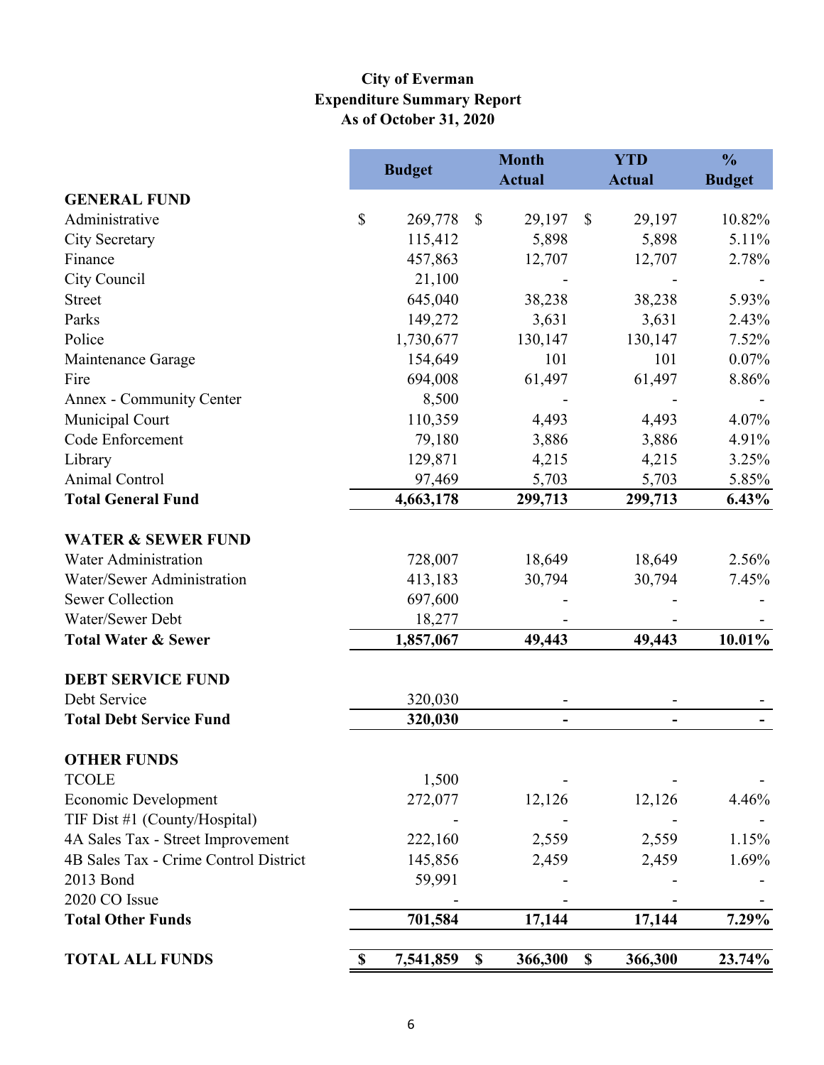**City of Everman**
**Expenditure Summary Report**
**As of October 31, 2020**

| | Budget | Month Actual | YTD Actual | % Budget |
|---|---|---|---|---|
| **GENERAL FUND** | | | | |
| Administrative | $ 269,778 | $ 29,197 | $ 29,197 | 10.82% |
| City Secretary | 115,412 | 5,898 | 5,898 | 5.11% |
| Finance | 457,863 | 12,707 | 12,707 | 2.78% |
| City Council | 21,100 | - | - | - |
| Street | 645,040 | 38,238 | 38,238 | 5.93% |
| Parks | 149,272 | 3,631 | 3,631 | 2.43% |
| Police | 1,730,677 | 130,147 | 130,147 | 7.52% |
| Maintenance Garage | 154,649 | 101 | 101 | 0.07% |
| Fire | 694,008 | 61,497 | 61,497 | 8.86% |
| Annex - Community Center | 8,500 | - | - | - |
| Municipal Court | 110,359 | 4,493 | 4,493 | 4.07% |
| Code Enforcement | 79,180 | 3,886 | 3,886 | 4.91% |
| Library | 129,871 | 4,215 | 4,215 | 3.25% |
| Animal Control | 97,469 | 5,703 | 5,703 | 5.85% |
| **Total General Fund** | **4,663,178** | **299,713** | **299,713** | **6.43%** |
| **WATER & SEWER FUND** | | | | |
| Water Administration | 728,007 | 18,649 | 18,649 | 2.56% |
| Water/Sewer Administration | 413,183 | 30,794 | 30,794 | 7.45% |
| Sewer Collection | 697,600 | - | - | - |
| Water/Sewer Debt | 18,277 | - | - | - |
| **Total Water & Sewer** | **1,857,067** | **49,443** | **49,443** | **10.01%** |
| **DEBT SERVICE FUND** | | | | |
| Debt Service | 320,030 | - | - | - |
| **Total Debt Service Fund** | **320,030** | **-** | **-** | **-** |
| **OTHER FUNDS** | | | | |
| TCOLE | 1,500 | - | - | - |
| Economic Development | 272,077 | 12,126 | 12,126 | 4.46% |
| TIF Dist #1 (County/Hospital) | - | - | - | - |
| 4A Sales Tax - Street Improvement | 222,160 | 2,559 | 2,559 | 1.15% |
| 4B Sales Tax - Crime Control District | 145,856 | 2,459 | 2,459 | 1.69% |
| 2013 Bond | 59,991 | - | - | - |
| 2020 CO Issue | - | - | - | - |
| **Total Other Funds** | **701,584** | **17,144** | **17,144** | **7.29%** |
| **TOTAL ALL FUNDS** | **$ 7,541,859** | **$ 366,300** | **$ 366,300** | **23.74%** |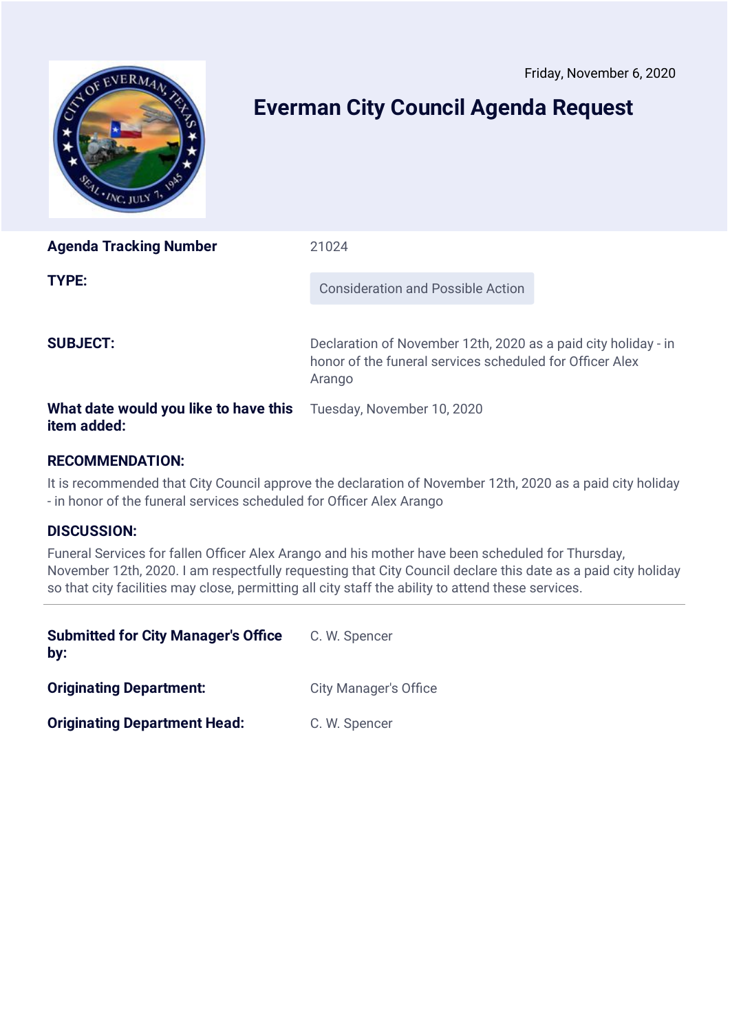Friday, November 6, 2020

# Everman City Council Agenda Request

| | |
|---|---|
| **Agenda Tracking Number** | 21024 |
| **TYPE:** | Consideration and Possible Action |
| **SUBJECT:** | Declaration of November 12th, 2020 as a paid city holiday - in honor of the funeral services scheduled for Officer Alex Arango |
| **What date would you like to have this item added:** | Tuesday, November 10, 2020 |

**RECOMMENDATION:**

It is recommended that City Council approve the declaration of November 12th, 2020 as a paid city holiday - in honor of the funeral services scheduled for Officer Alex Arango

**DISCUSSION:**

Funeral Services for fallen Officer Alex Arango and his mother have been scheduled for Thursday, November 12th, 2020. I am respectfully requesting that City Council declare this date as a paid city holiday so that city facilities may close, permitting all city staff the ability to attend these services.

---

| | |
|---|---|
| **Submitted for City Manager's Office by:** | C. W. Spencer |
| **Originating Department:** | City Manager's Office |
| **Originating Department Head:** | C. W. Spencer |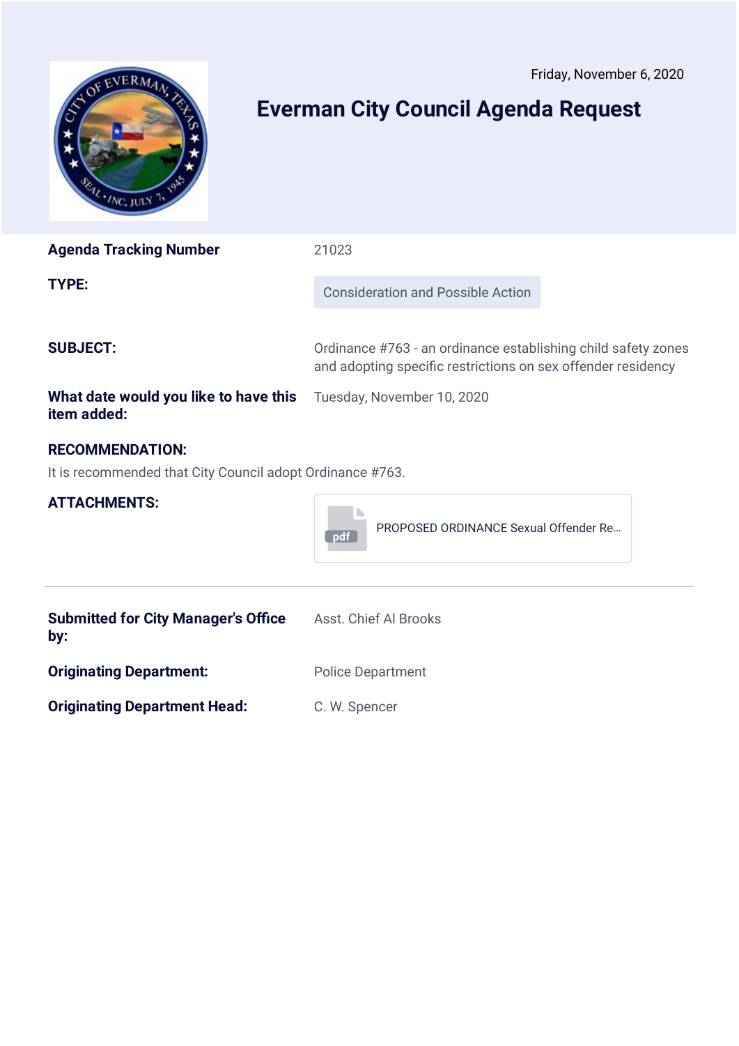Friday, November 6, 2020

# Everman City Council Agenda Request

| | |
|---|---|
| **Agenda Tracking Number** | 21023 |
| **TYPE:** | Consideration and Possible Action |
| **SUBJECT:** | Ordinance #763 - an ordinance establishing child safety zones and adopting specific restrictions on sex offender residency |
| **What date would you like to have this item added:** | Tuesday, November 10, 2020 |

**RECOMMENDATION:**

It is recommended that City Council adopt Ordinance #763.

**ATTACHMENTS:**

PROPOSED ORDINANCE Sexual Offender Re...

---

| | |
|---|---|
| **Submitted for City Manager's Office by:** | Asst. Chief Al Brooks |
| **Originating Department:** | Police Department |
| **Originating Department Head:** | C. W. Spencer |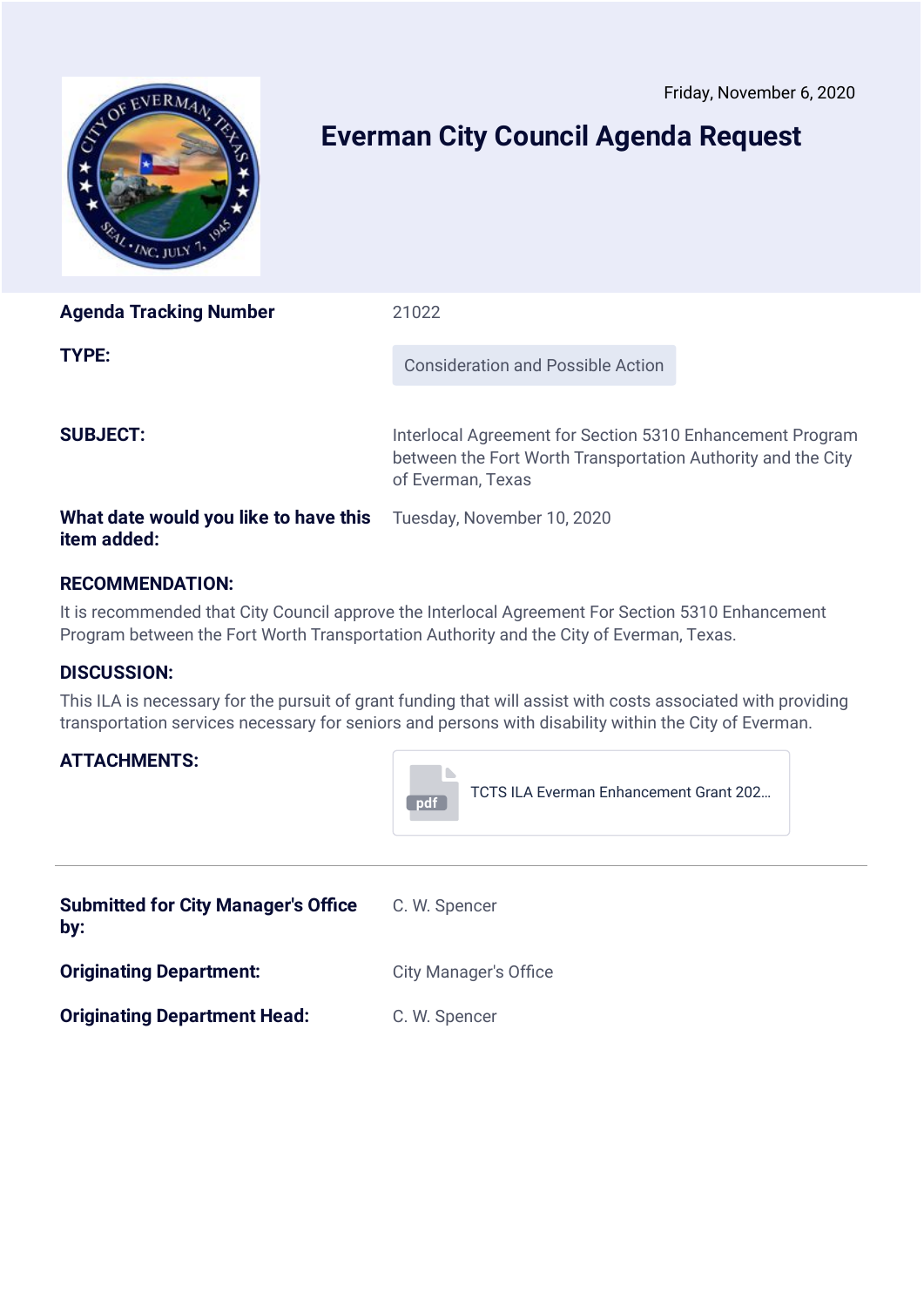Friday, November 6, 2020

# Everman City Council Agenda Request

| | |
|---|---|
| **Agenda Tracking Number** | 21022 |
| **TYPE:** | Consideration and Possible Action |
| **SUBJECT:** | Interlocal Agreement for Section 5310 Enhancement Program between the Fort Worth Transportation Authority and the City of Everman, Texas |
| **What date would you like to have this item added:** | Tuesday, November 10, 2020 |

**RECOMMENDATION:**

It is recommended that City Council approve the Interlocal Agreement For Section 5310 Enhancement Program between the Fort Worth Transportation Authority and the City of Everman, Texas.

**DISCUSSION:**

This ILA is necessary for the pursuit of grant funding that will assist with costs associated with providing transportation services necessary for seniors and persons with disability within the City of Everman.

**ATTACHMENTS:**

TCTS ILA Everman Enhancement Grant 202...

---

| | |
|---|---|
| **Submitted for City Manager's Office by:** | C. W. Spencer |
| **Originating Department:** | City Manager's Office |
| **Originating Department Head:** | C. W. Spencer |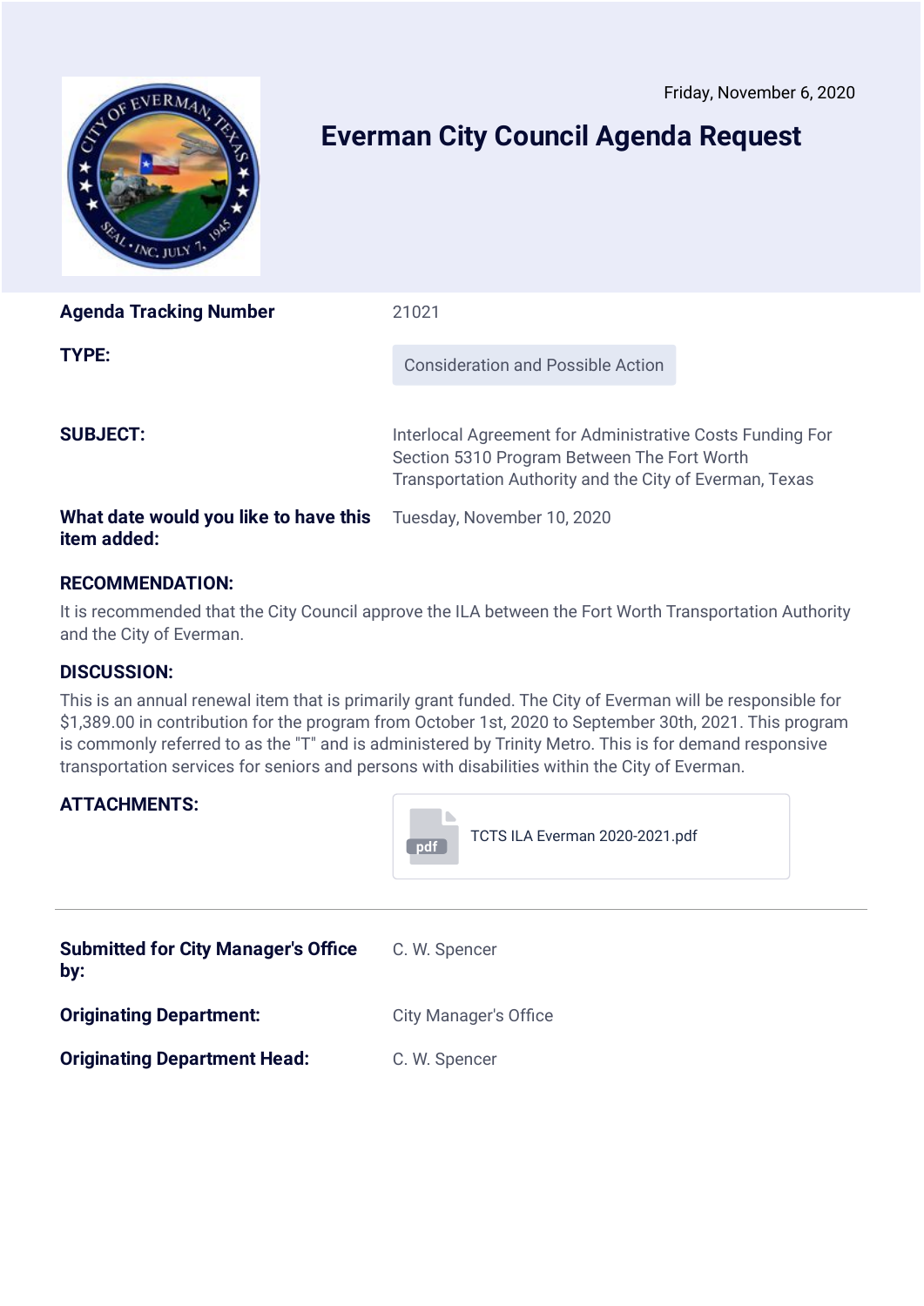Friday, November 6, 2020

# Everman City Council Agenda Request

| | |
|---|---|
| **Agenda Tracking Number** | 21021 |
| **TYPE:** | Consideration and Possible Action |
| **SUBJECT:** | Interlocal Agreement for Administrative Costs Funding For Section 5310 Program Between The Fort Worth Transportation Authority and the City of Everman, Texas |
| **What date would you like to have this item added:** | Tuesday, November 10, 2020 |

### RECOMMENDATION:

It is recommended that the City Council approve the ILA between the Fort Worth Transportation Authority and the City of Everman.

### DISCUSSION:

This is an annual renewal item that is primarily grant funded. The City of Everman will be responsible for $1,389.00 in contribution for the program from October 1st, 2020 to September 30th, 2021. This program is commonly referred to as the "T" and is administered by Trinity Metro. This is for demand responsive transportation services for seniors and persons with disabilities within the City of Everman.

### ATTACHMENTS:

TCTS ILA Everman 2020-2021.pdf

---

| | |
|---|---|
| **Submitted for City Manager's Office by:** | C. W. Spencer |
| **Originating Department:** | City Manager's Office |
| **Originating Department Head:** | C. W. Spencer |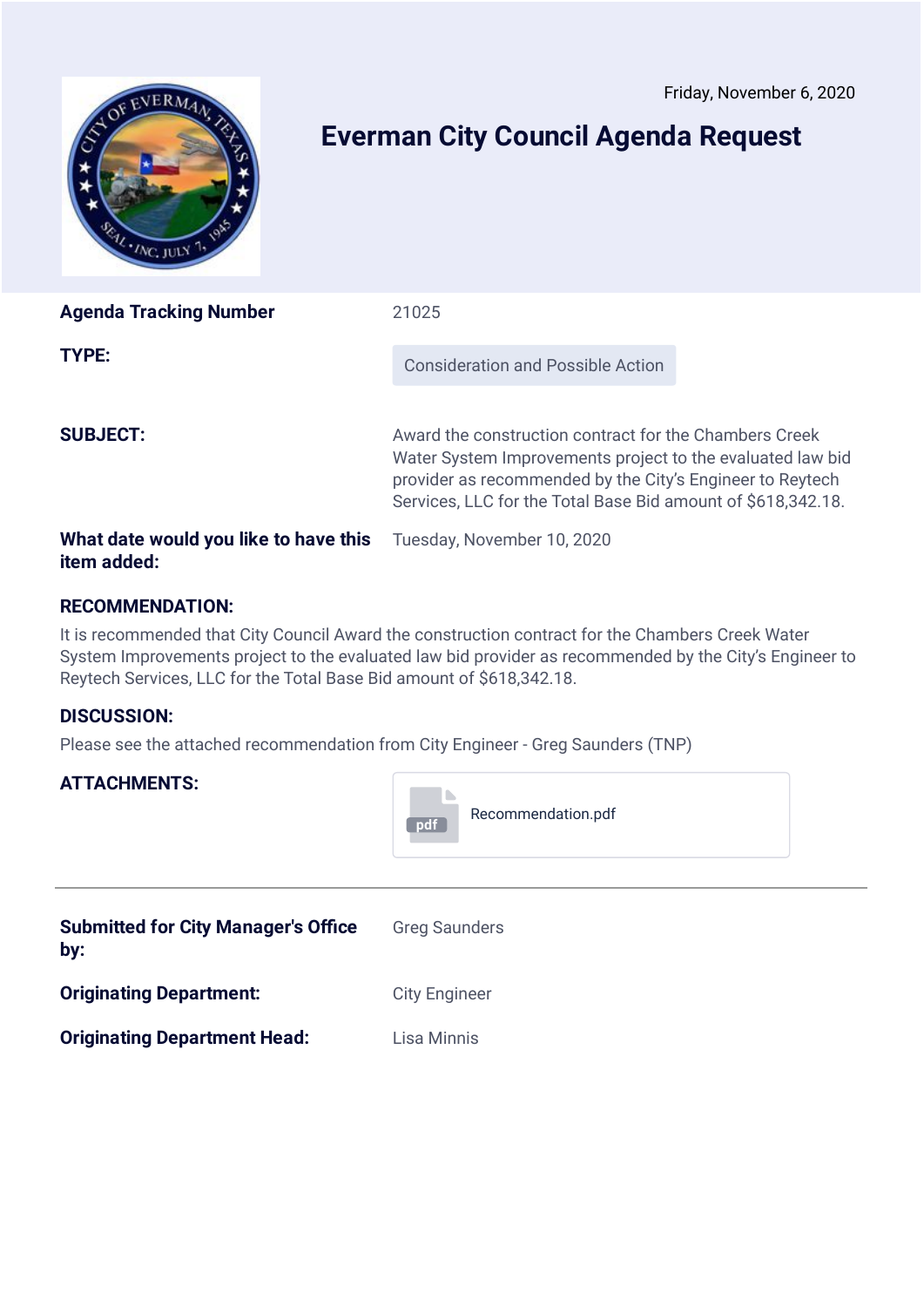Friday, November 6, 2020

# Everman City Council Agenda Request

| | |
|---|---|
| **Agenda Tracking Number** | 21025 |
| **TYPE:** | Consideration and Possible Action |
| **SUBJECT:** | Award the construction contract for the Chambers Creek Water System Improvements project to the evaluated law bid provider as recommended by the City's Engineer to Reytech Services, LLC for the Total Base Bid amount of $618,342.18. |
| **What date would you like to have this item added:** | Tuesday, November 10, 2020 |

**RECOMMENDATION:**

It is recommended that City Council Award the construction contract for the Chambers Creek Water System Improvements project to the evaluated law bid provider as recommended by the City's Engineer to Reytech Services, LLC for the Total Base Bid amount of $618,342.18.

**DISCUSSION:**

Please see the attached recommendation from City Engineer - Greg Saunders (TNP)

**ATTACHMENTS:**

Recommendation.pdf

---

| | |
|---|---|
| **Submitted for City Manager's Office by:** | Greg Saunders |
| **Originating Department:** | City Engineer |
| **Originating Department Head:** | Lisa Minnis |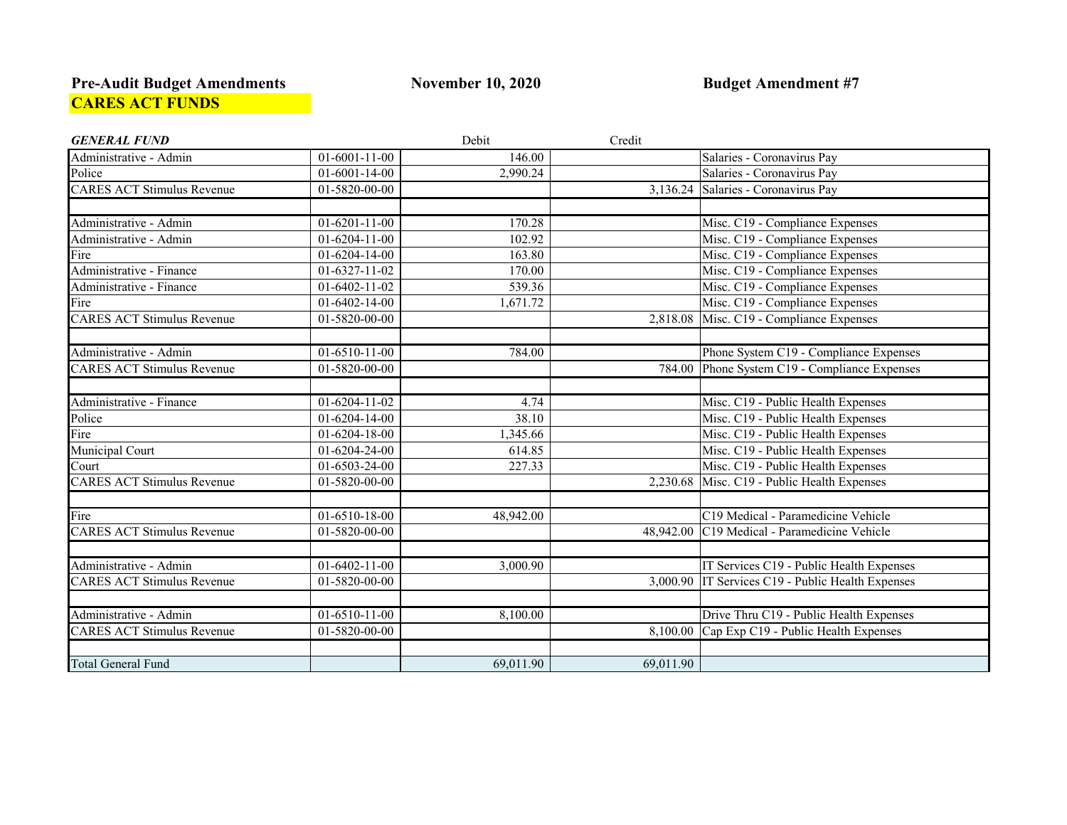**Pre-Audit Budget Amendments** **November 10, 2020** **Budget Amendment #7**

**CARES ACT FUNDS**

| ***GENERAL FUND*** | | Debit | Credit | |
|---|---|---|---|---|
| Administrative - Admin | 01-6001-11-00 | 146.00 | | Salaries - Coronavirus Pay |
| Police | 01-6001-14-00 | 2,990.24 | | Salaries - Coronavirus Pay |
| CARES ACT Stimulus Revenue | 01-5820-00-00 | | 3,136.24 | Salaries - Coronavirus Pay |
| | | | | |
| Administrative - Admin | 01-6201-11-00 | 170.28 | | Misc. C19 - Compliance Expenses |
| Administrative - Admin | 01-6204-11-00 | 102.92 | | Misc. C19 - Compliance Expenses |
| Fire | 01-6204-14-00 | 163.80 | | Misc. C19 - Compliance Expenses |
| Administrative - Finance | 01-6327-11-02 | 170.00 | | Misc. C19 - Compliance Expenses |
| Administrative - Finance | 01-6402-11-02 | 539.36 | | Misc. C19 - Compliance Expenses |
| Fire | 01-6402-14-00 | 1,671.72 | | Misc. C19 - Compliance Expenses |
| CARES ACT Stimulus Revenue | 01-5820-00-00 | | 2,818.08 | Misc. C19 - Compliance Expenses |
| | | | | |
| Administrative - Admin | 01-6510-11-00 | 784.00 | | Phone System C19 - Compliance Expenses |
| CARES ACT Stimulus Revenue | 01-5820-00-00 | | 784.00 | Phone System C19 - Compliance Expenses |
| | | | | |
| Administrative - Finance | 01-6204-11-02 | 4.74 | | Misc. C19 - Public Health Expenses |
| Police | 01-6204-14-00 | 38.10 | | Misc. C19 - Public Health Expenses |
| Fire | 01-6204-18-00 | 1,345.66 | | Misc. C19 - Public Health Expenses |
| Municipal Court | 01-6204-24-00 | 614.85 | | Misc. C19 - Public Health Expenses |
| Court | 01-6503-24-00 | 227.33 | | Misc. C19 - Public Health Expenses |
| CARES ACT Stimulus Revenue | 01-5820-00-00 | | 2,230.68 | Misc. C19 - Public Health Expenses |
| | | | | |
| Fire | 01-6510-18-00 | 48,942.00 | | C19 Medical - Paramedicine Vehicle |
| CARES ACT Stimulus Revenue | 01-5820-00-00 | | 48,942.00 | C19 Medical - Paramedicine Vehicle |
| | | | | |
| Administrative - Admin | 01-6402-11-00 | 3,000.90 | | IT Services C19 - Public Health Expenses |
| CARES ACT Stimulus Revenue | 01-5820-00-00 | | 3,000.90 | IT Services C19 - Public Health Expenses |
| | | | | |
| Administrative - Admin | 01-6510-11-00 | 8,100.00 | | Drive Thru C19 - Public Health Expenses |
| CARES ACT Stimulus Revenue | 01-5820-00-00 | | 8,100.00 | Cap Exp C19 - Public Health Expenses |
| | | | | |
| Total General Fund | | 69,011.90 | 69,011.90 | |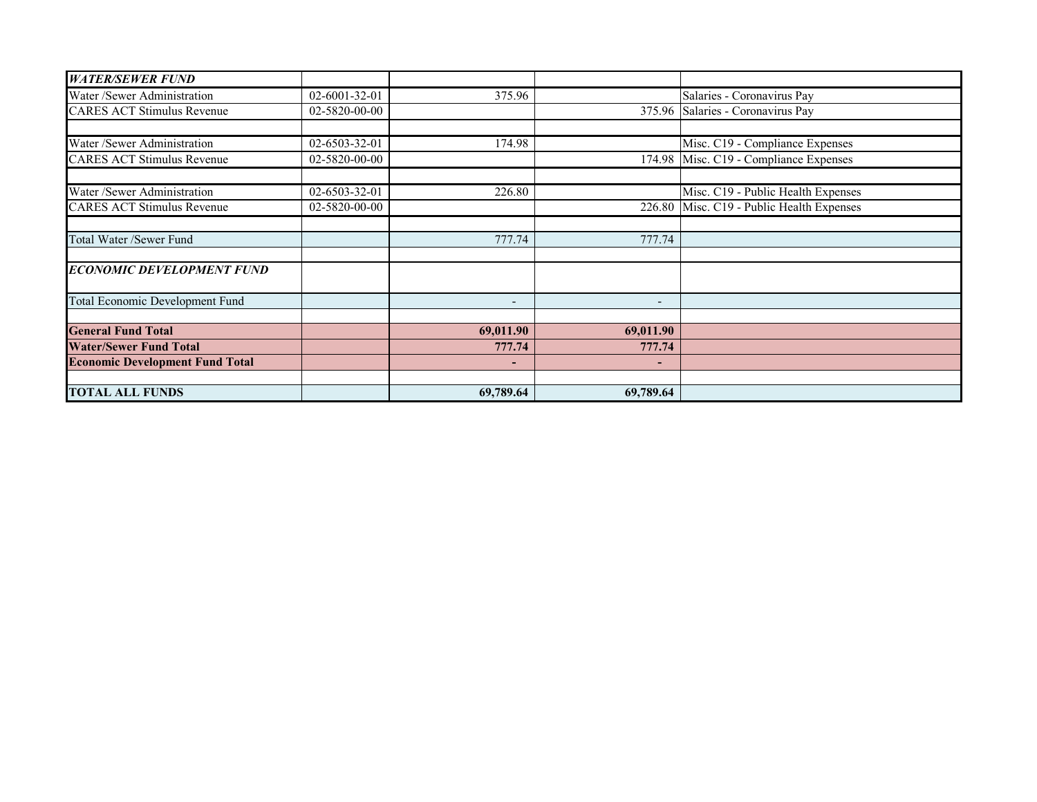| | | | | |
|---|---|---|---|---|
| ***WATER/SEWER FUND*** | | | | |
| Water /Sewer Administration | 02-6001-32-01 | 375.96 | | Salaries - Coronavirus Pay |
| CARES ACT Stimulus Revenue | 02-5820-00-00 | | 375.96 | Salaries - Coronavirus Pay |
| | | | | |
| Water /Sewer Administration | 02-6503-32-01 | 174.98 | | Misc. C19 - Compliance Expenses |
| CARES ACT Stimulus Revenue | 02-5820-00-00 | | 174.98 | Misc. C19 - Compliance Expenses |
| | | | | |
| Water /Sewer Administration | 02-6503-32-01 | 226.80 | | Misc. C19 - Public Health Expenses |
| CARES ACT Stimulus Revenue | 02-5820-00-00 | | 226.80 | Misc. C19 - Public Health Expenses |
| | | | | |
| Total Water /Sewer Fund | | 777.74 | 777.74 | |
| | | | | |
| ***ECONOMIC DEVELOPMENT FUND*** | | | | |
| Total Economic Development Fund | | - | - | |
| | | | | |
| **General Fund Total** | | **69,011.90** | **69,011.90** | |
| **Water/Sewer Fund Total** | | **777.74** | **777.74** | |
| **Economic Development Fund Total** | | **-** | **-** | |
| | | | | |
| **TOTAL ALL FUNDS** | | **69,789.64** | **69,789.64** | |